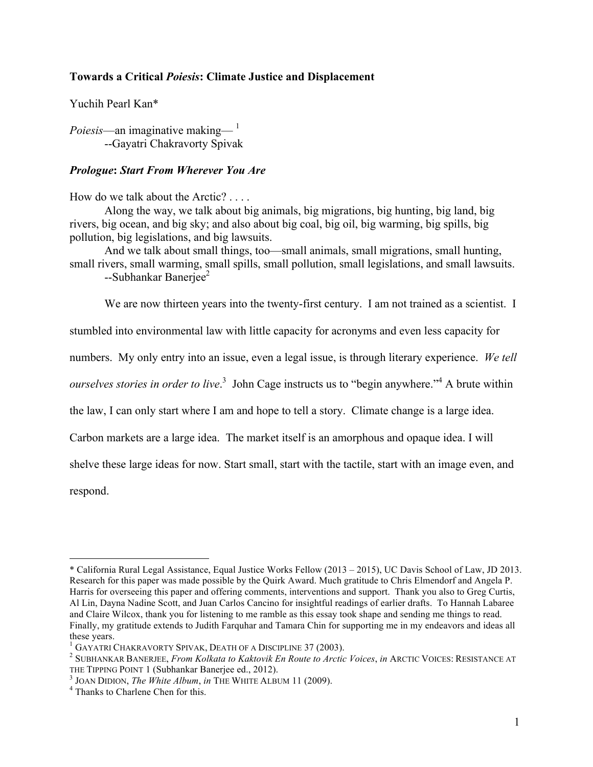# Towards a Critical *Poiesis*: Climate Justice and Displacement

Yuchih Pearl Kan*

*Poiesis*—an imaginative making—[1]
--Gayatri Chakravorty Spivak

## *Prologue*: *Start From Wherever You Are*

How do we talk about the Arctic? . . . .

Along the way, we talk about big animals, big migrations, big hunting, big land, big rivers, big ocean, and big sky; and also about big coal, big oil, big warming, big spills, big pollution, big legislations, and big lawsuits.

And we talk about small things, too—small animals, small migrations, small hunting, small rivers, small warming, small spills, small pollution, small legislations, and small lawsuits.
--Subhankar Banerjee[2]

We are now thirteen years into the twenty-first century. I am not trained as a scientist. I stumbled into environmental law with little capacity for acronyms and even less capacity for numbers. My only entry into an issue, even a legal issue, is through literary experience. *We tell ourselves stories in order to live*.[3] John Cage instructs us to "begin anywhere."[4] A brute within the law, I can only start where I am and hope to tell a story. Climate change is a large idea. Carbon markets are a large idea. The market itself is an amorphous and opaque idea. I will shelve these large ideas for now. Start small, start with the tactile, start with an image even, and respond.

---

\* California Rural Legal Assistance, Equal Justice Works Fellow (2013 – 2015), UC Davis School of Law, JD 2013. Research for this paper was made possible by the Quirk Award. Much gratitude to Chris Elmendorf and Angela P. Harris for overseeing this paper and offering comments, interventions and support. Thank you also to Greg Curtis, Al Lin, Dayna Nadine Scott, and Juan Carlos Cancino for insightful readings of earlier drafts. To Hannah Labaree and Claire Wilcox, thank you for listening to me ramble as this essay took shape and sending me things to read. Finally, my gratitude extends to Judith Farquhar and Tamara Chin for supporting me in my endeavors and ideas all these years.

[1] GAYATRI CHAKRAVORTY SPIVAK, DEATH OF A DISCIPLINE 37 (2003).

[2] SUBHANKAR BANERJEE, *From Kolkata to Kaktovik En Route to Arctic Voices*, *in* ARCTIC VOICES: RESISTANCE AT THE TIPPING POINT 1 (Subhankar Banerjee ed., 2012).

[3] JOAN DIDION, *The White Album*, *in* THE WHITE ALBUM 11 (2009).

[4] Thanks to Charlene Chen for this.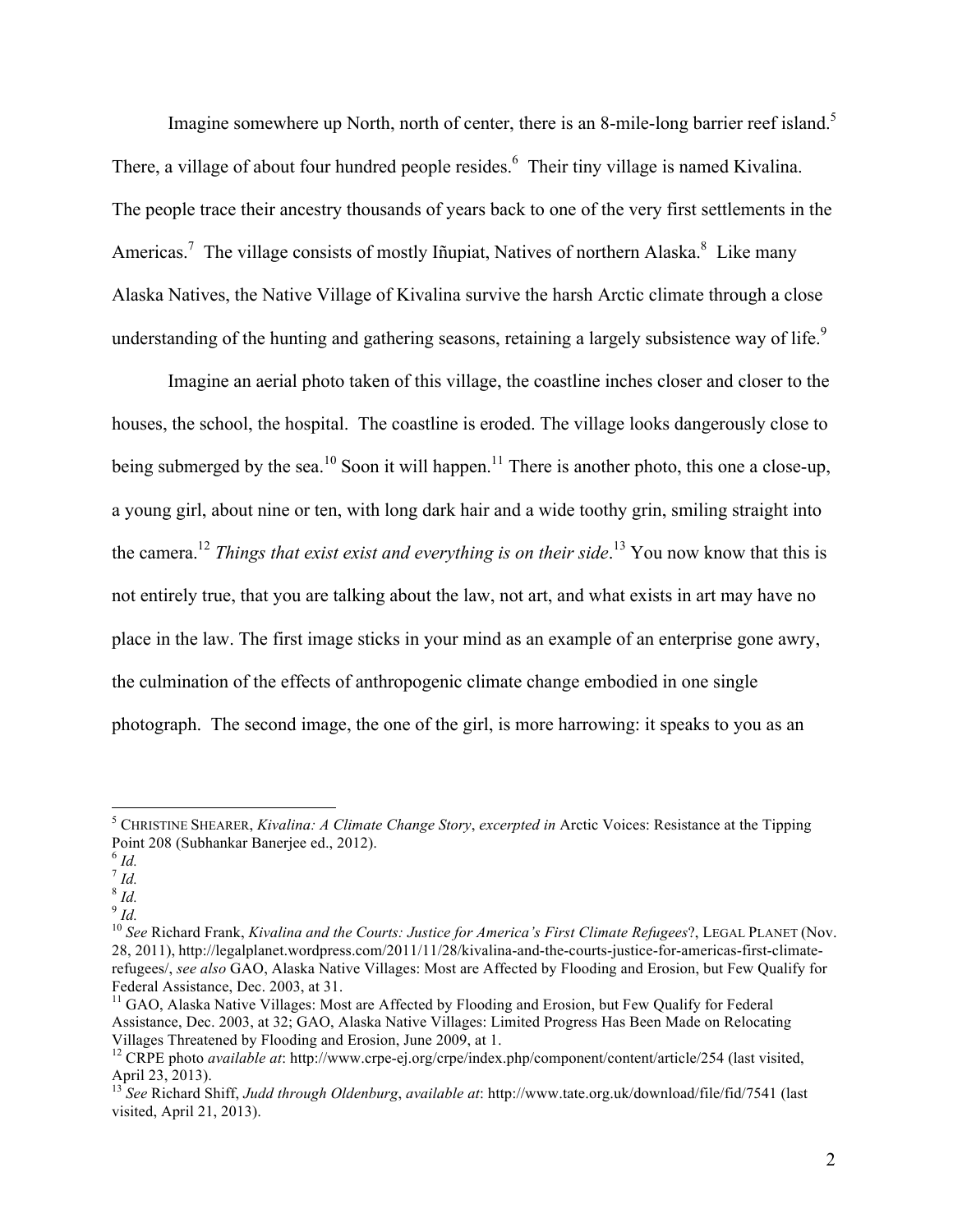Imagine somewhere up North, north of center, there is an 8-mile-long barrier reef island.[5] There, a village of about four hundred people resides.[6] Their tiny village is named Kivalina. The people trace their ancestry thousands of years back to one of the very first settlements in the Americas.[7] The village consists of mostly Iñupiat, Natives of northern Alaska.[8] Like many Alaska Natives, the Native Village of Kivalina survive the harsh Arctic climate through a close understanding of the hunting and gathering seasons, retaining a largely subsistence way of life.[9]

Imagine an aerial photo taken of this village, the coastline inches closer and closer to the houses, the school, the hospital. The coastline is eroded. The village looks dangerously close to being submerged by the sea.[10] Soon it will happen.[11] There is another photo, this one a close-up, a young girl, about nine or ten, with long dark hair and a wide toothy grin, smiling straight into the camera.[12] *Things that exist exist and everything is on their side*.[13] You now know that this is not entirely true, that you are talking about the law, not art, and what exists in art may have no place in the law. The first image sticks in your mind as an example of an enterprise gone awry, the culmination of the effects of anthropogenic climate change embodied in one single photograph. The second image, the one of the girl, is more harrowing: it speaks to you as an

---

[5] CHRISTINE SHEARER, *Kivalina: A Climate Change Story*, *excerpted in* Arctic Voices: Resistance at the Tipping Point 208 (Subhankar Banerjee ed., 2012).

[6] *Id.*

[7] *Id.*

[8] *Id.*

[9] *Id.*

[10] *See* Richard Frank, *Kivalina and the Courts: Justice for America's First Climate Refugees*?, LEGAL PLANET (Nov. 28, 2011), http://legalplanet.wordpress.com/2011/11/28/kivalina-and-the-courts-justice-for-americas-first-climate-refugees/, *see also* GAO, Alaska Native Villages: Most are Affected by Flooding and Erosion, but Few Qualify for Federal Assistance, Dec. 2003, at 31.

[11] GAO, Alaska Native Villages: Most are Affected by Flooding and Erosion, but Few Qualify for Federal Assistance, Dec. 2003, at 32; GAO, Alaska Native Villages: Limited Progress Has Been Made on Relocating Villages Threatened by Flooding and Erosion, June 2009, at 1.

[12] CRPE photo *available at*: http://www.crpe-ej.org/crpe/index.php/component/content/article/254 (last visited, April 23, 2013).

[13] *See* Richard Shiff, *Judd through Oldenburg*, *available at*: http://www.tate.org.uk/download/file/fid/7541 (last visited, April 21, 2013).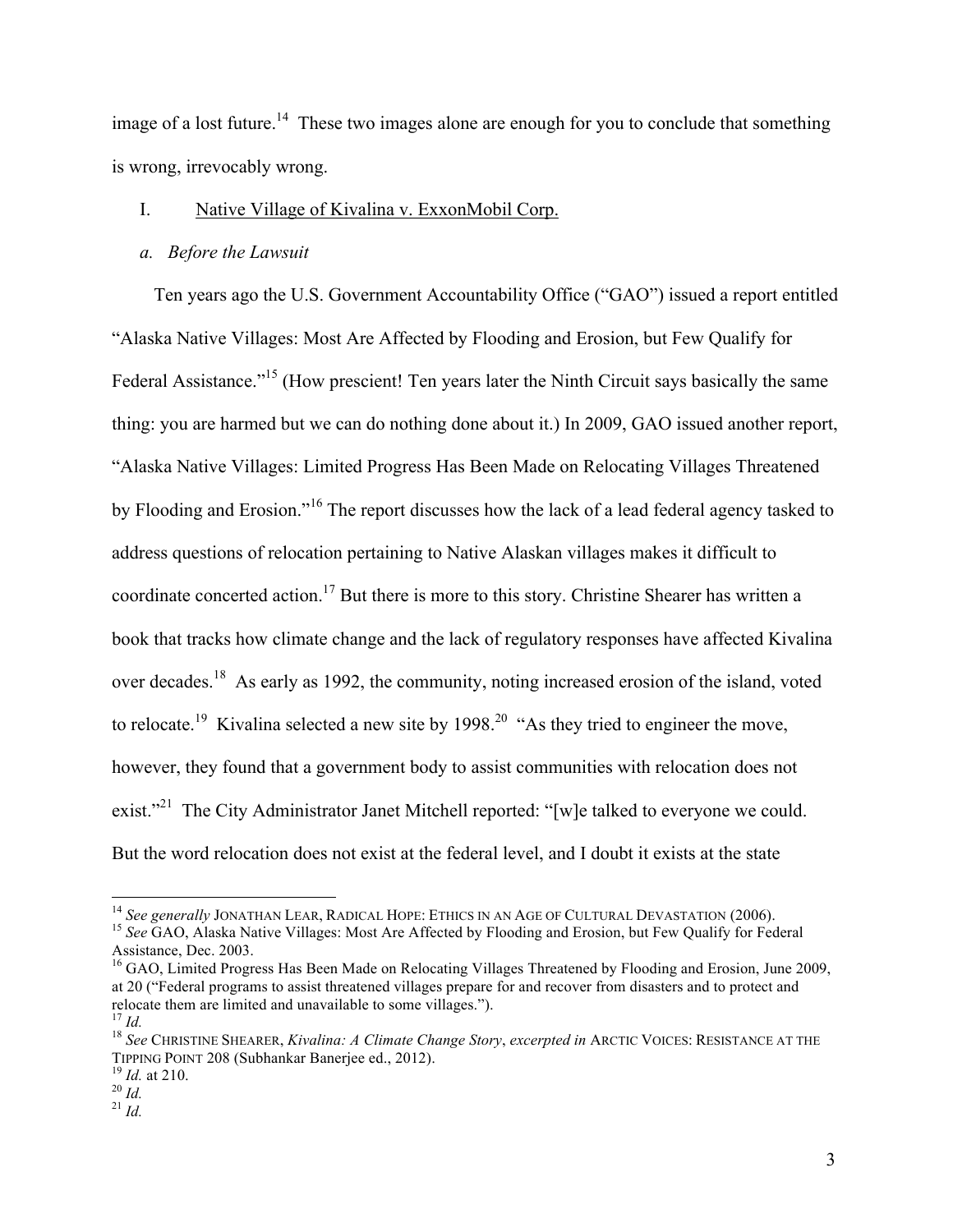image of a lost future.[14] These two images alone are enough for you to conclude that something is wrong, irrevocably wrong.

## I. Native Village of Kivalina v. ExxonMobil Corp.

### *a. Before the Lawsuit*

Ten years ago the U.S. Government Accountability Office ("GAO") issued a report entitled "Alaska Native Villages: Most Are Affected by Flooding and Erosion, but Few Qualify for Federal Assistance."[15] (How prescient! Ten years later the Ninth Circuit says basically the same thing: you are harmed but we can do nothing done about it.) In 2009, GAO issued another report, "Alaska Native Villages: Limited Progress Has Been Made on Relocating Villages Threatened by Flooding and Erosion."[16] The report discusses how the lack of a lead federal agency tasked to address questions of relocation pertaining to Native Alaskan villages makes it difficult to coordinate concerted action.[17] But there is more to this story. Christine Shearer has written a book that tracks how climate change and the lack of regulatory responses have affected Kivalina over decades.[18] As early as 1992, the community, noting increased erosion of the island, voted to relocate.[19] Kivalina selected a new site by 1998.[20] "As they tried to engineer the move, however, they found that a government body to assist communities with relocation does not exist."[21] The City Administrator Janet Mitchell reported: "[w]e talked to everyone we could. But the word relocation does not exist at the federal level, and I doubt it exists at the state

---

[14] *See generally* JONATHAN LEAR, RADICAL HOPE: ETHICS IN AN AGE OF CULTURAL DEVASTATION (2006).

[15] *See* GAO, Alaska Native Villages: Most Are Affected by Flooding and Erosion, but Few Qualify for Federal Assistance, Dec. 2003.

[16] GAO, Limited Progress Has Been Made on Relocating Villages Threatened by Flooding and Erosion, June 2009, at 20 ("Federal programs to assist threatened villages prepare for and recover from disasters and to protect and relocate them are limited and unavailable to some villages.").

[17] *Id.*

[18] *See* CHRISTINE SHEARER, *Kivalina: A Climate Change Story*, *excerpted in* ARCTIC VOICES: RESISTANCE AT THE TIPPING POINT 208 (Subhankar Banerjee ed., 2012).

[19] *Id.* at 210.

[20] *Id.*

[21] *Id.*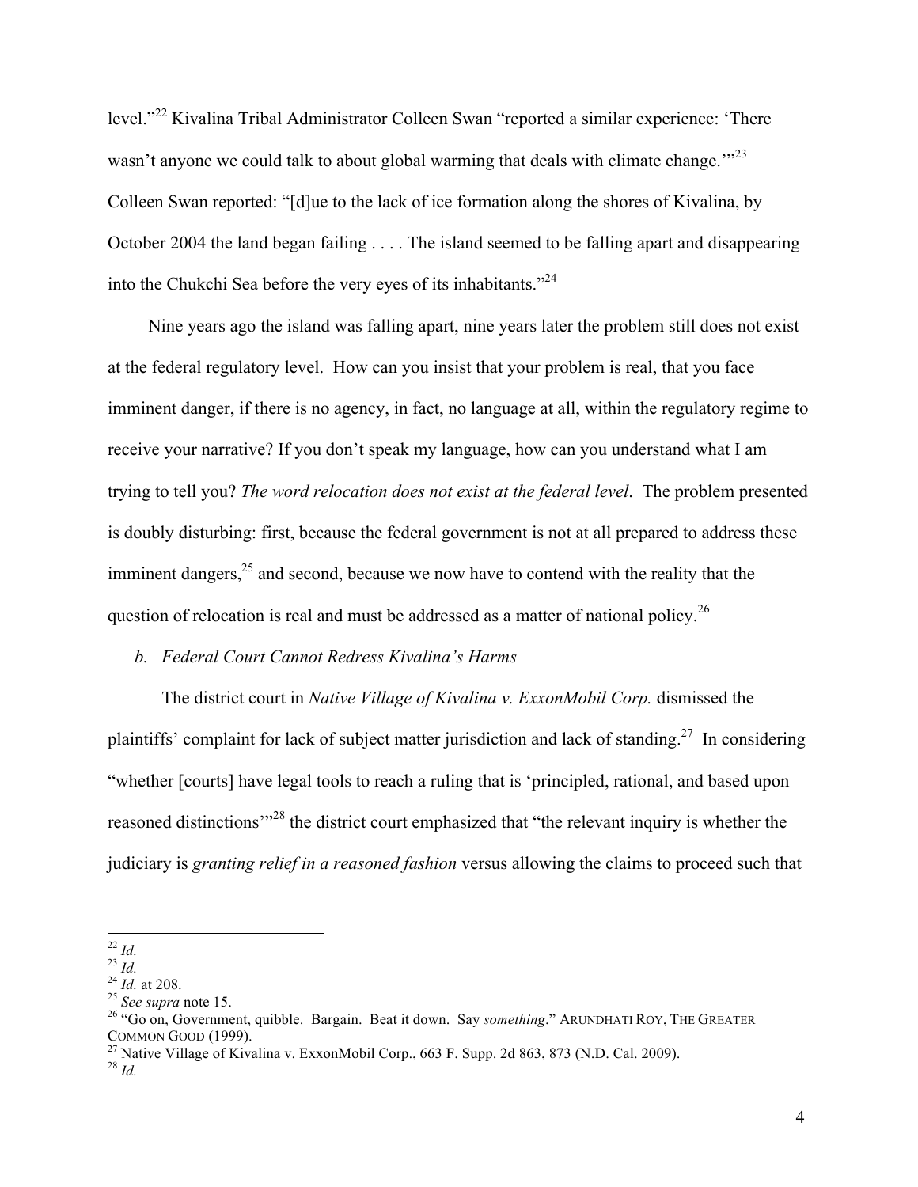level."[22] Kivalina Tribal Administrator Colleen Swan "reported a similar experience: 'There wasn't anyone we could talk to about global warming that deals with climate change.'"[23] Colleen Swan reported: "[d]ue to the lack of ice formation along the shores of Kivalina, by October 2004 the land began failing . . . . The island seemed to be falling apart and disappearing into the Chukchi Sea before the very eyes of its inhabitants."[24]

Nine years ago the island was falling apart, nine years later the problem still does not exist at the federal regulatory level. How can you insist that your problem is real, that you face imminent danger, if there is no agency, in fact, no language at all, within the regulatory regime to receive your narrative? If you don't speak my language, how can you understand what I am trying to tell you? *The word relocation does not exist at the federal level*. The problem presented is doubly disturbing: first, because the federal government is not at all prepared to address these imminent dangers,[25] and second, because we now have to contend with the reality that the question of relocation is real and must be addressed as a matter of national policy.[26]

*b. Federal Court Cannot Redress Kivalina's Harms*

The district court in *Native Village of Kivalina v. ExxonMobil Corp.* dismissed the plaintiffs' complaint for lack of subject matter jurisdiction and lack of standing.[27] In considering "whether [courts] have legal tools to reach a ruling that is 'principled, rational, and based upon reasoned distinctions'"[28] the district court emphasized that "the relevant inquiry is whether the judiciary is *granting relief in a reasoned fashion* versus allowing the claims to proceed such that

---

[22] *Id.*
[23] *Id.*
[24] *Id.* at 208.
[25] *See supra* note 15.
[26] "Go on, Government, quibble. Bargain. Beat it down. Say *something*." ARUNDHATI ROY, THE GREATER COMMON GOOD (1999).
[27] Native Village of Kivalina v. ExxonMobil Corp., 663 F. Supp. 2d 863, 873 (N.D. Cal. 2009).
[28] *Id.*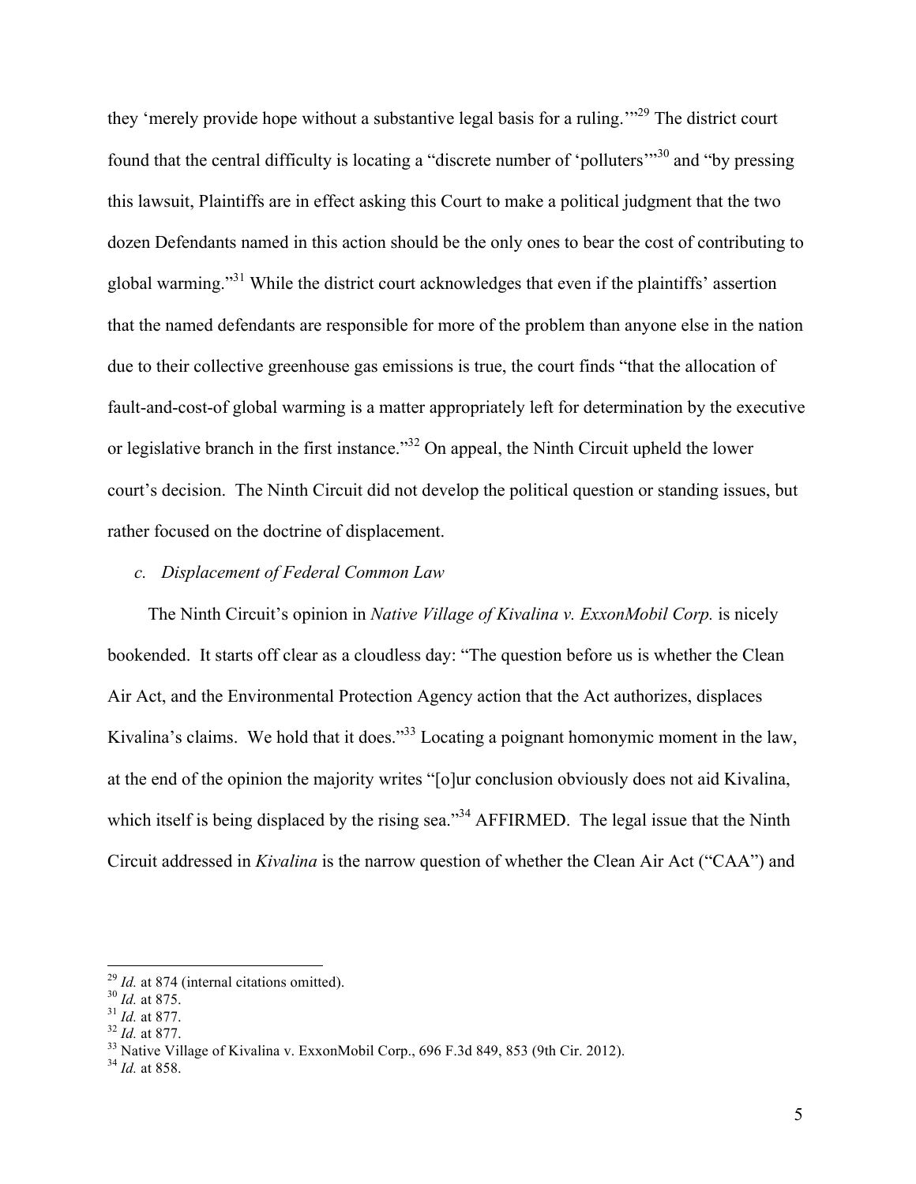they 'merely provide hope without a substantive legal basis for a ruling.'"[29] The district court found that the central difficulty is locating a "discrete number of 'polluters'"[30] and "by pressing this lawsuit, Plaintiffs are in effect asking this Court to make a political judgment that the two dozen Defendants named in this action should be the only ones to bear the cost of contributing to global warming."[31] While the district court acknowledges that even if the plaintiffs' assertion that the named defendants are responsible for more of the problem than anyone else in the nation due to their collective greenhouse gas emissions is true, the court finds "that the allocation of fault-and-cost-of global warming is a matter appropriately left for determination by the executive or legislative branch in the first instance."[32] On appeal, the Ninth Circuit upheld the lower court's decision. The Ninth Circuit did not develop the political question or standing issues, but rather focused on the doctrine of displacement.

*c. Displacement of Federal Common Law*

The Ninth Circuit's opinion in *Native Village of Kivalina v. ExxonMobil Corp.* is nicely bookended. It starts off clear as a cloudless day: "The question before us is whether the Clean Air Act, and the Environmental Protection Agency action that the Act authorizes, displaces Kivalina's claims. We hold that it does."[33] Locating a poignant homonymic moment in the law, at the end of the opinion the majority writes "[o]ur conclusion obviously does not aid Kivalina, which itself is being displaced by the rising sea."[34] AFFIRMED. The legal issue that the Ninth Circuit addressed in *Kivalina* is the narrow question of whether the Clean Air Act ("CAA") and

---

[29] *Id.* at 874 (internal citations omitted).
[30] *Id.* at 875.
[31] *Id.* at 877.
[32] *Id.* at 877.
[33] Native Village of Kivalina v. ExxonMobil Corp., 696 F.3d 849, 853 (9th Cir. 2012).
[34] *Id.* at 858.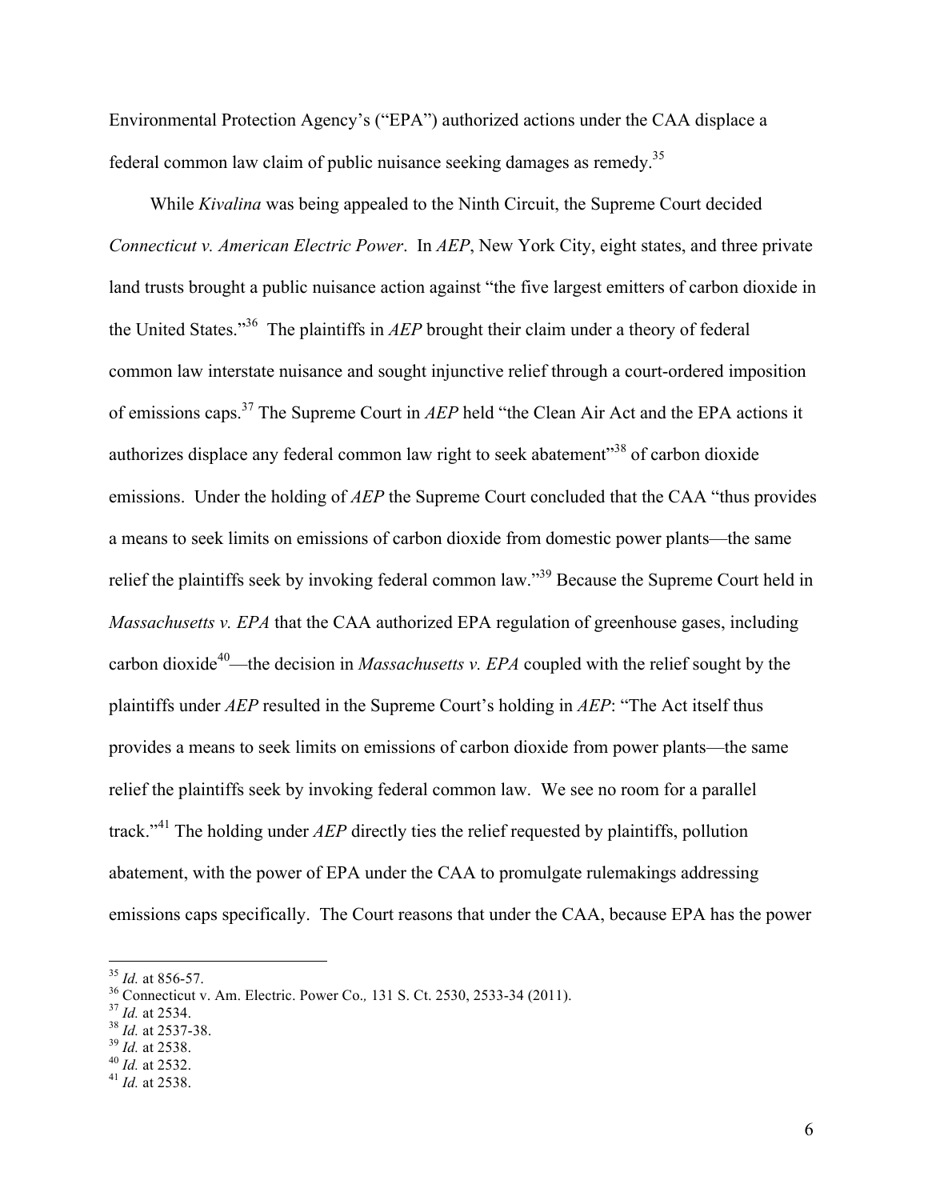Environmental Protection Agency's ("EPA") authorized actions under the CAA displace a federal common law claim of public nuisance seeking damages as remedy.[35]

While *Kivalina* was being appealed to the Ninth Circuit, the Supreme Court decided *Connecticut v. American Electric Power*. In *AEP*, New York City, eight states, and three private land trusts brought a public nuisance action against "the five largest emitters of carbon dioxide in the United States."[36] The plaintiffs in *AEP* brought their claim under a theory of federal common law interstate nuisance and sought injunctive relief through a court-ordered imposition of emissions caps.[37] The Supreme Court in *AEP* held "the Clean Air Act and the EPA actions it authorizes displace any federal common law right to seek abatement"[38] of carbon dioxide emissions. Under the holding of *AEP* the Supreme Court concluded that the CAA "thus provides a means to seek limits on emissions of carbon dioxide from domestic power plants—the same relief the plaintiffs seek by invoking federal common law."[39] Because the Supreme Court held in *Massachusetts v. EPA* that the CAA authorized EPA regulation of greenhouse gases, including carbon dioxide[40]—the decision in *Massachusetts v. EPA* coupled with the relief sought by the plaintiffs under *AEP* resulted in the Supreme Court's holding in *AEP*: "The Act itself thus provides a means to seek limits on emissions of carbon dioxide from power plants—the same relief the plaintiffs seek by invoking federal common law. We see no room for a parallel track."[41] The holding under *AEP* directly ties the relief requested by plaintiffs, pollution abatement, with the power of EPA under the CAA to promulgate rulemakings addressing emissions caps specifically. The Court reasons that under the CAA, because EPA has the power

---

[35] *Id.* at 856-57.
[36] Connecticut v. Am. Electric. Power Co*.,* 131 S. Ct. 2530, 2533-34 (2011).
[37] *Id.* at 2534.
[38] *Id.* at 2537-38.
[39] *Id.* at 2538.
[40] *Id.* at 2532.
[41] *Id.* at 2538.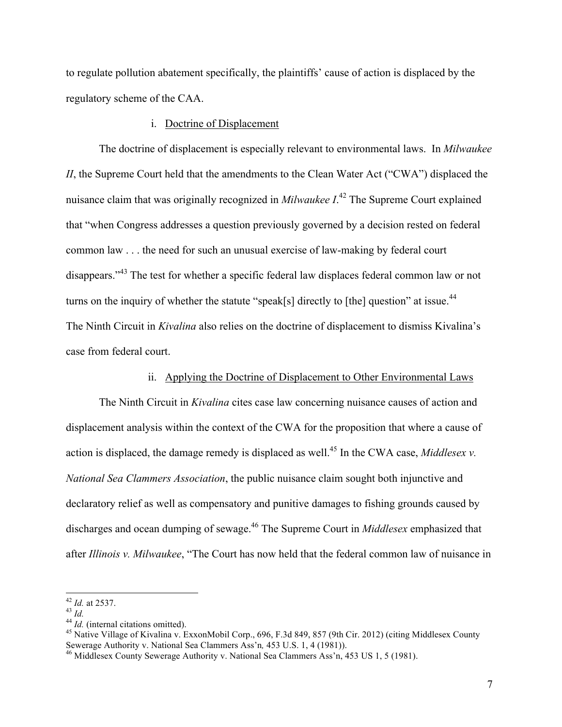to regulate pollution abatement specifically, the plaintiffs' cause of action is displaced by the regulatory scheme of the CAA.

i. Doctrine of Displacement

The doctrine of displacement is especially relevant to environmental laws. In *Milwaukee II*, the Supreme Court held that the amendments to the Clean Water Act ("CWA") displaced the nuisance claim that was originally recognized in *Milwaukee I*.[42] The Supreme Court explained that "when Congress addresses a question previously governed by a decision rested on federal common law . . . the need for such an unusual exercise of law-making by federal court disappears."[43] The test for whether a specific federal law displaces federal common law or not turns on the inquiry of whether the statute "speak[s] directly to [the] question" at issue.[44] The Ninth Circuit in *Kivalina* also relies on the doctrine of displacement to dismiss Kivalina's case from federal court.

ii. Applying the Doctrine of Displacement to Other Environmental Laws

The Ninth Circuit in *Kivalina* cites case law concerning nuisance causes of action and displacement analysis within the context of the CWA for the proposition that where a cause of action is displaced, the damage remedy is displaced as well.[45] In the CWA case, *Middlesex v. National Sea Clammers Association*, the public nuisance claim sought both injunctive and declaratory relief as well as compensatory and punitive damages to fishing grounds caused by discharges and ocean dumping of sewage.[46] The Supreme Court in *Middlesex* emphasized that after *Illinois v. Milwaukee*, "The Court has now held that the federal common law of nuisance in

---

[42] *Id.* at 2537.

[43] *Id.*

[44] *Id.* (internal citations omitted).

[45] Native Village of Kivalina v. ExxonMobil Corp., 696, F.3d 849, 857 (9th Cir. 2012) (citing Middlesex County Sewerage Authority v. National Sea Clammers Ass'n*,* 453 U.S. 1, 4 (1981)).

[46] Middlesex County Sewerage Authority v. National Sea Clammers Ass'n, 453 US 1, 5 (1981).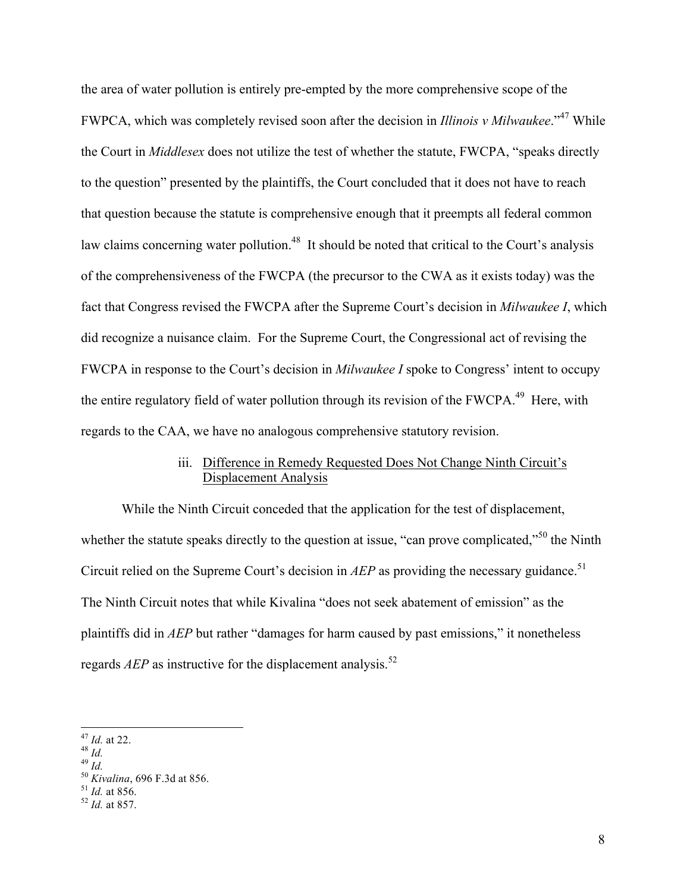the area of water pollution is entirely pre-empted by the more comprehensive scope of the FWPCA, which was completely revised soon after the decision in *Illinois v Milwaukee*."[47] While the Court in *Middlesex* does not utilize the test of whether the statute, FWCPA, "speaks directly to the question" presented by the plaintiffs, the Court concluded that it does not have to reach that question because the statute is comprehensive enough that it preempts all federal common law claims concerning water pollution.[48] It should be noted that critical to the Court's analysis of the comprehensiveness of the FWCPA (the precursor to the CWA as it exists today) was the fact that Congress revised the FWCPA after the Supreme Court's decision in *Milwaukee I*, which did recognize a nuisance claim. For the Supreme Court, the Congressional act of revising the FWCPA in response to the Court's decision in *Milwaukee I* spoke to Congress' intent to occupy the entire regulatory field of water pollution through its revision of the FWCPA.[49] Here, with regards to the CAA, we have no analogous comprehensive statutory revision.

#### iii. Difference in Remedy Requested Does Not Change Ninth Circuit's Displacement Analysis

While the Ninth Circuit conceded that the application for the test of displacement, whether the statute speaks directly to the question at issue, "can prove complicated,"[50] the Ninth Circuit relied on the Supreme Court's decision in *AEP* as providing the necessary guidance.[51] The Ninth Circuit notes that while Kivalina "does not seek abatement of emission" as the plaintiffs did in *AEP* but rather "damages for harm caused by past emissions," it nonetheless regards *AEP* as instructive for the displacement analysis.[52]

---

[47] *Id.* at 22.
[48] *Id.*
[49] *Id.*
[50] *Kivalina*, 696 F.3d at 856.
[51] *Id.* at 856.
[52] *Id.* at 857.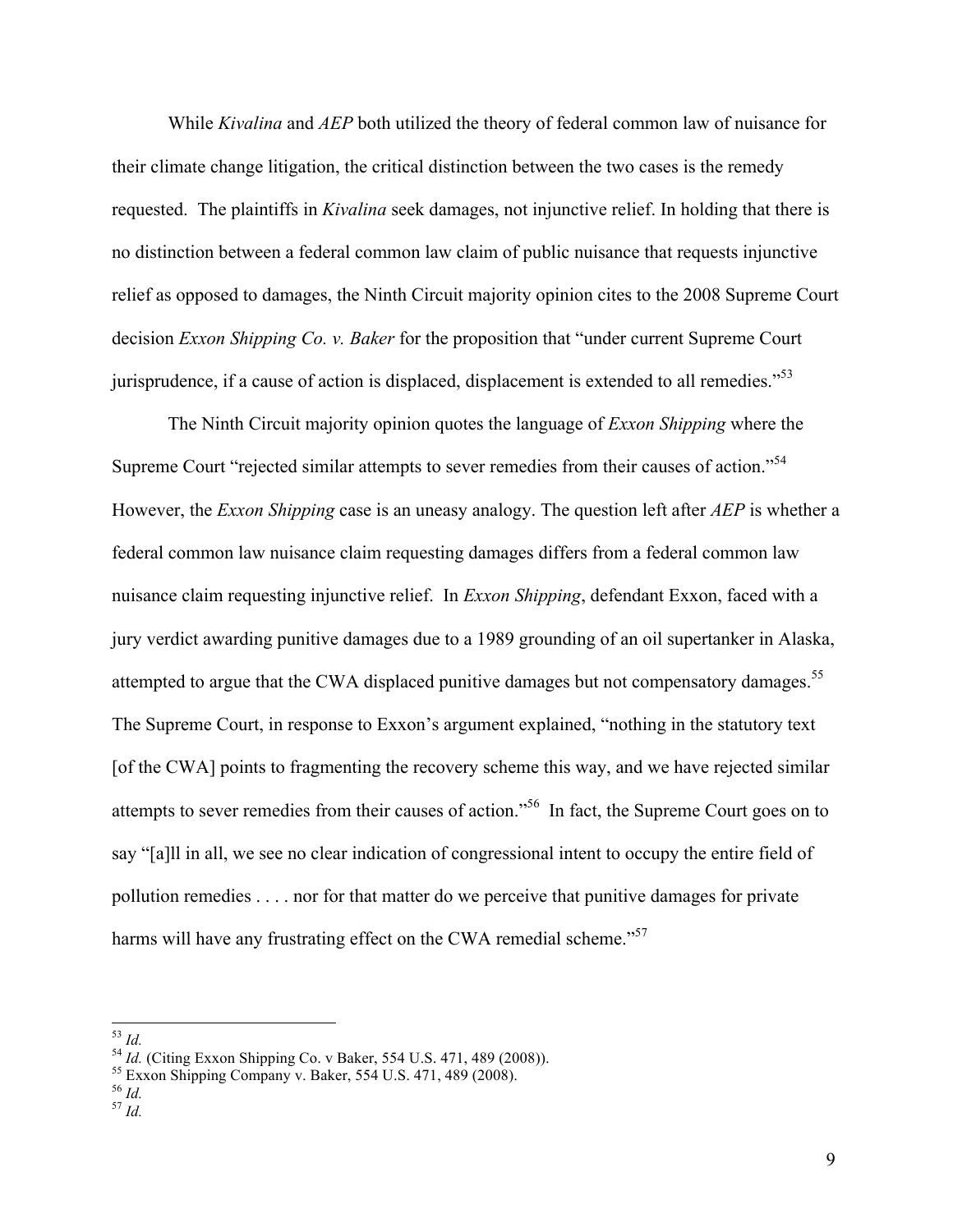While *Kivalina* and *AEP* both utilized the theory of federal common law of nuisance for their climate change litigation, the critical distinction between the two cases is the remedy requested. The plaintiffs in *Kivalina* seek damages, not injunctive relief. In holding that there is no distinction between a federal common law claim of public nuisance that requests injunctive relief as opposed to damages, the Ninth Circuit majority opinion cites to the 2008 Supreme Court decision *Exxon Shipping Co. v. Baker* for the proposition that "under current Supreme Court jurisprudence, if a cause of action is displaced, displacement is extended to all remedies."[53]

The Ninth Circuit majority opinion quotes the language of *Exxon Shipping* where the Supreme Court "rejected similar attempts to sever remedies from their causes of action."[54] However, the *Exxon Shipping* case is an uneasy analogy. The question left after *AEP* is whether a federal common law nuisance claim requesting damages differs from a federal common law nuisance claim requesting injunctive relief. In *Exxon Shipping*, defendant Exxon, faced with a jury verdict awarding punitive damages due to a 1989 grounding of an oil supertanker in Alaska, attempted to argue that the CWA displaced punitive damages but not compensatory damages.[55] The Supreme Court, in response to Exxon's argument explained, "nothing in the statutory text [of the CWA] points to fragmenting the recovery scheme this way, and we have rejected similar attempts to sever remedies from their causes of action."[56] In fact, the Supreme Court goes on to say "[a]ll in all, we see no clear indication of congressional intent to occupy the entire field of pollution remedies . . . . nor for that matter do we perceive that punitive damages for private harms will have any frustrating effect on the CWA remedial scheme."[57]

---

[53] *Id.*
[54] *Id.* (Citing Exxon Shipping Co. v Baker, 554 U.S. 471, 489 (2008)).
[55] Exxon Shipping Company v. Baker, 554 U.S. 471, 489 (2008).
[56] *Id.*
[57] *Id.*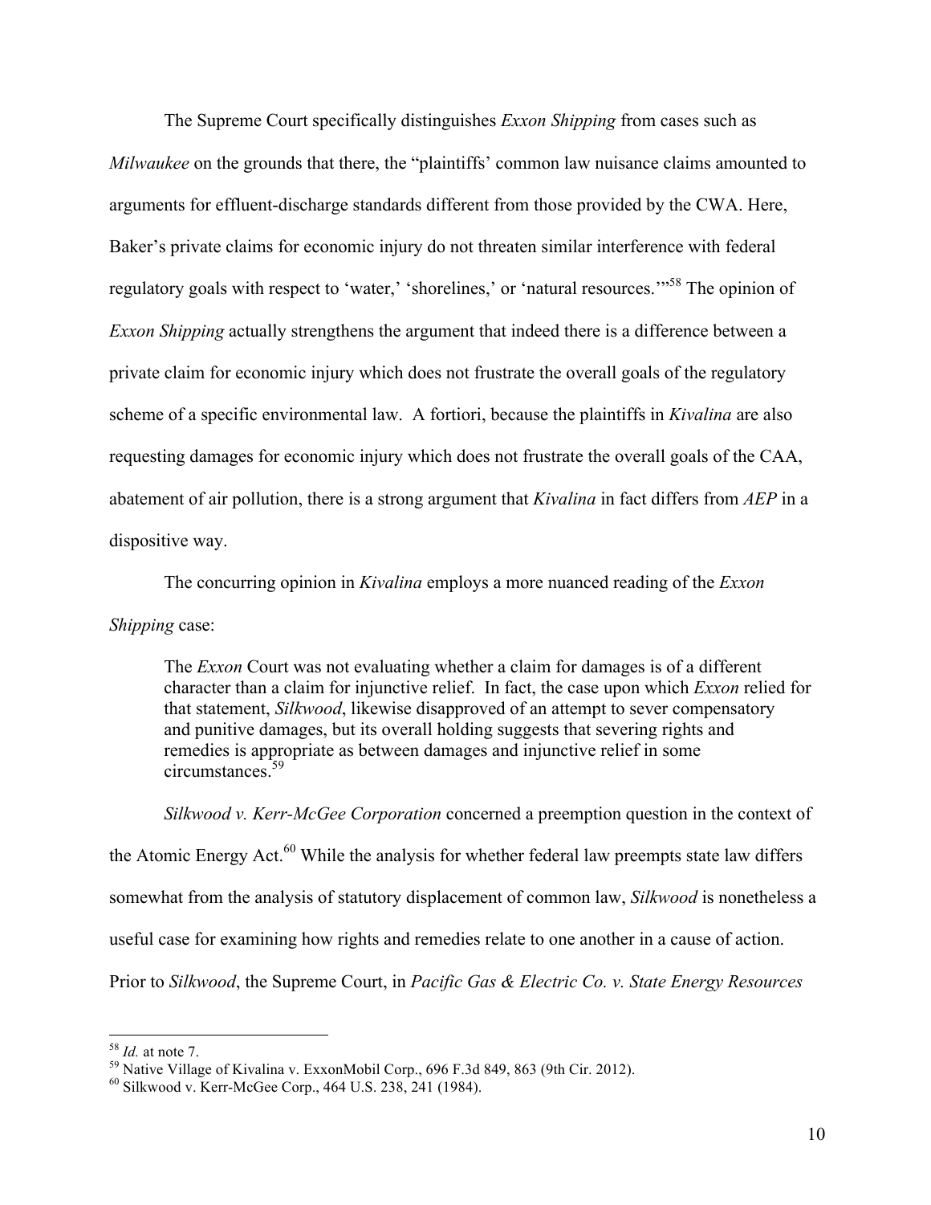The Supreme Court specifically distinguishes *Exxon Shipping* from cases such as *Milwaukee* on the grounds that there, the "plaintiffs' common law nuisance claims amounted to arguments for effluent-discharge standards different from those provided by the CWA. Here, Baker's private claims for economic injury do not threaten similar interference with federal regulatory goals with respect to 'water,' 'shorelines,' or 'natural resources.'"[58] The opinion of *Exxon Shipping* actually strengthens the argument that indeed there is a difference between a private claim for economic injury which does not frustrate the overall goals of the regulatory scheme of a specific environmental law. A fortiori, because the plaintiffs in *Kivalina* are also requesting damages for economic injury which does not frustrate the overall goals of the CAA, abatement of air pollution, there is a strong argument that *Kivalina* in fact differs from *AEP* in a dispositive way.

The concurring opinion in *Kivalina* employs a more nuanced reading of the *Exxon Shipping* case:

> The *Exxon* Court was not evaluating whether a claim for damages is of a different character than a claim for injunctive relief. In fact, the case upon which *Exxon* relied for that statement, *Silkwood*, likewise disapproved of an attempt to sever compensatory and punitive damages, but its overall holding suggests that severing rights and remedies is appropriate as between damages and injunctive relief in some circumstances.[59]

*Silkwood v. Kerr-McGee Corporation* concerned a preemption question in the context of the Atomic Energy Act.[60] While the analysis for whether federal law preempts state law differs somewhat from the analysis of statutory displacement of common law, *Silkwood* is nonetheless a useful case for examining how rights and remedies relate to one another in a cause of action. Prior to *Silkwood*, the Supreme Court, in *Pacific Gas & Electric Co. v. State Energy Resources*

---

[58] *Id.* at note 7.

[59] Native Village of Kivalina v. ExxonMobil Corp., 696 F.3d 849, 863 (9th Cir. 2012).

[60] Silkwood v. Kerr-McGee Corp., 464 U.S. 238, 241 (1984).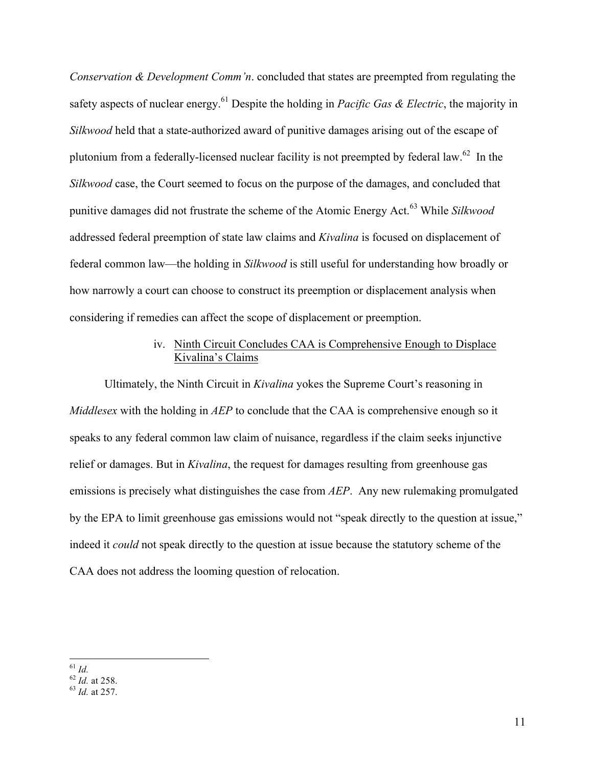*Conservation & Development Comm'n*. concluded that states are preempted from regulating the safety aspects of nuclear energy.[61] Despite the holding in *Pacific Gas & Electric*, the majority in *Silkwood* held that a state-authorized award of punitive damages arising out of the escape of plutonium from a federally-licensed nuclear facility is not preempted by federal law.[62] In the *Silkwood* case, the Court seemed to focus on the purpose of the damages, and concluded that punitive damages did not frustrate the scheme of the Atomic Energy Act.[63] While *Silkwood* addressed federal preemption of state law claims and *Kivalina* is focused on displacement of federal common law—the holding in *Silkwood* is still useful for understanding how broadly or how narrowly a court can choose to construct its preemption or displacement analysis when considering if remedies can affect the scope of displacement or preemption.

#### iv. Ninth Circuit Concludes CAA is Comprehensive Enough to Displace Kivalina's Claims

Ultimately, the Ninth Circuit in *Kivalina* yokes the Supreme Court's reasoning in *Middlesex* with the holding in *AEP* to conclude that the CAA is comprehensive enough so it speaks to any federal common law claim of nuisance, regardless if the claim seeks injunctive relief or damages. But in *Kivalina*, the request for damages resulting from greenhouse gas emissions is precisely what distinguishes the case from *AEP*. Any new rulemaking promulgated by the EPA to limit greenhouse gas emissions would not "speak directly to the question at issue," indeed it *could* not speak directly to the question at issue because the statutory scheme of the CAA does not address the looming question of relocation.

---

[61] *Id.*

[62] *Id.* at 258.

[63] *Id.* at 257.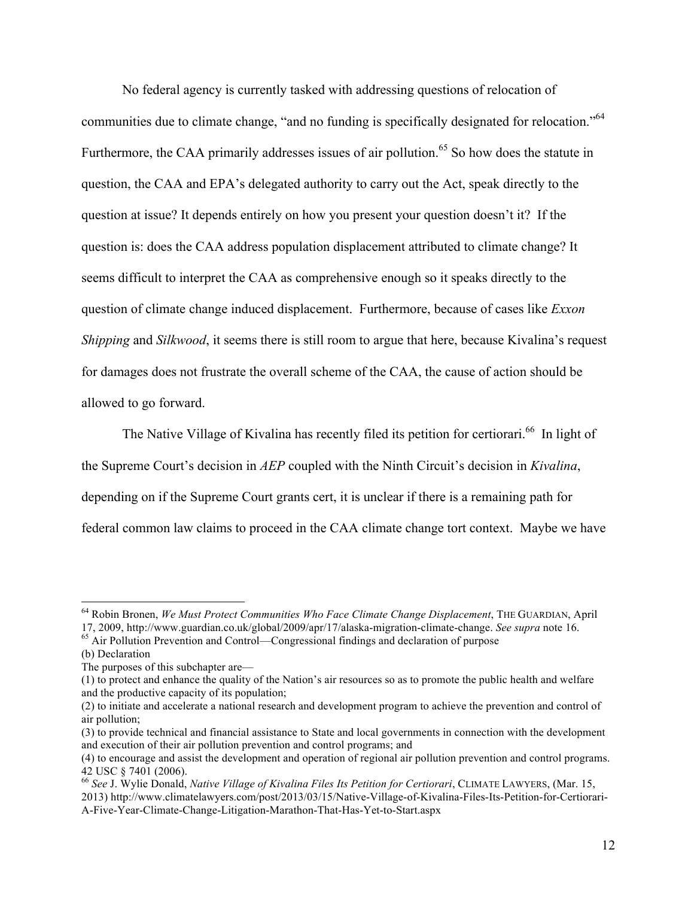No federal agency is currently tasked with addressing questions of relocation of communities due to climate change, "and no funding is specifically designated for relocation."[64] Furthermore, the CAA primarily addresses issues of air pollution.[65] So how does the statute in question, the CAA and EPA's delegated authority to carry out the Act, speak directly to the question at issue? It depends entirely on how you present your question doesn't it? If the question is: does the CAA address population displacement attributed to climate change? It seems difficult to interpret the CAA as comprehensive enough so it speaks directly to the question of climate change induced displacement. Furthermore, because of cases like *Exxon Shipping* and *Silkwood*, it seems there is still room to argue that here, because Kivalina's request for damages does not frustrate the overall scheme of the CAA, the cause of action should be allowed to go forward.

The Native Village of Kivalina has recently filed its petition for certiorari.[66] In light of the Supreme Court's decision in *AEP* coupled with the Ninth Circuit's decision in *Kivalina*, depending on if the Supreme Court grants cert, it is unclear if there is a remaining path for federal common law claims to proceed in the CAA climate change tort context. Maybe we have

---

[64] Robin Bronen, *We Must Protect Communities Who Face Climate Change Displacement*, THE GUARDIAN, April 17, 2009, http://www.guardian.co.uk/global/2009/apr/17/alaska-migration-climate-change. *See supra* note 16.

[65] Air Pollution Prevention and Control—Congressional findings and declaration of purpose
(b) Declaration
The purposes of this subchapter are—
(1) to protect and enhance the quality of the Nation's air resources so as to promote the public health and welfare and the productive capacity of its population;
(2) to initiate and accelerate a national research and development program to achieve the prevention and control of air pollution;
(3) to provide technical and financial assistance to State and local governments in connection with the development and execution of their air pollution prevention and control programs; and
(4) to encourage and assist the development and operation of regional air pollution prevention and control programs.
42 USC § 7401 (2006).

[66] *See* J. Wylie Donald, *Native Village of Kivalina Files Its Petition for Certiorari*, CLIMATE LAWYERS, (Mar. 15, 2013) http://www.climatelawyers.com/post/2013/03/15/Native-Village-of-Kivalina-Files-Its-Petition-for-Certiorari-A-Five-Year-Climate-Change-Litigation-Marathon-That-Has-Yet-to-Start.aspx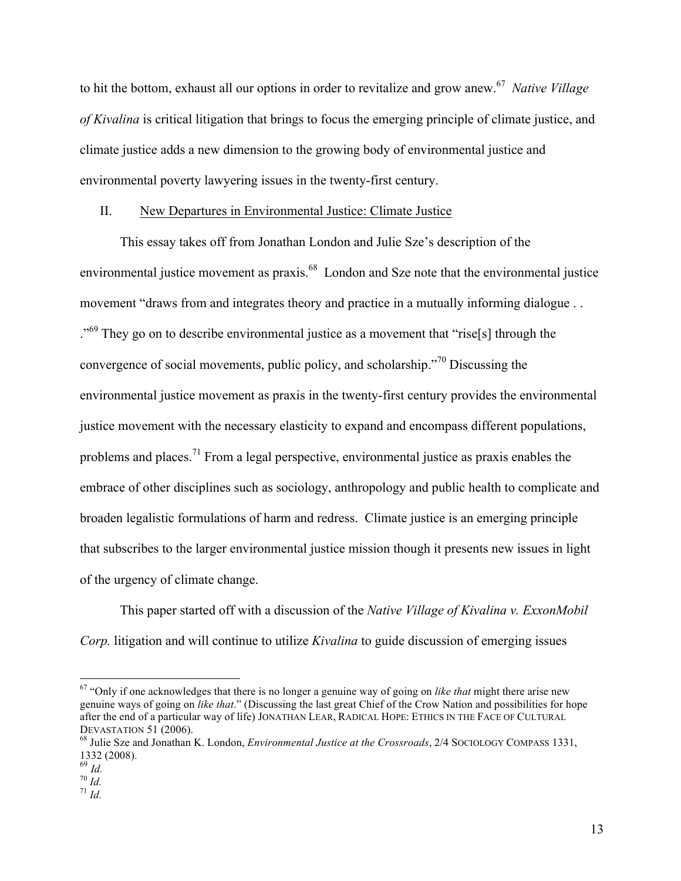to hit the bottom, exhaust all our options in order to revitalize and grow anew.[67] *Native Village of Kivalina* is critical litigation that brings to focus the emerging principle of climate justice, and climate justice adds a new dimension to the growing body of environmental justice and environmental poverty lawyering issues in the twenty-first century.

## II. New Departures in Environmental Justice: Climate Justice

This essay takes off from Jonathan London and Julie Sze's description of the environmental justice movement as praxis.[68] London and Sze note that the environmental justice movement "draws from and integrates theory and practice in a mutually informing dialogue . . ."[69] They go on to describe environmental justice as a movement that "rise[s] through the convergence of social movements, public policy, and scholarship."[70] Discussing the environmental justice movement as praxis in the twenty-first century provides the environmental justice movement with the necessary elasticity to expand and encompass different populations, problems and places.[71] From a legal perspective, environmental justice as praxis enables the embrace of other disciplines such as sociology, anthropology and public health to complicate and broaden legalistic formulations of harm and redress. Climate justice is an emerging principle that subscribes to the larger environmental justice mission though it presents new issues in light of the urgency of climate change.

This paper started off with a discussion of the *Native Village of Kivalina v. ExxonMobil Corp.* litigation and will continue to utilize *Kivalina* to guide discussion of emerging issues

---

[67] "Only if one acknowledges that there is no longer a genuine way of going on *like that* might there arise new genuine ways of going on *like that*." (Discussing the last great Chief of the Crow Nation and possibilities for hope after the end of a particular way of life) JONATHAN LEAR, RADICAL HOPE: ETHICS IN THE FACE OF CULTURAL DEVASTATION 51 (2006).

[68] Julie Sze and Jonathan K. London, *Environmental Justice at the Crossroads*, 2/4 SOCIOLOGY COMPASS 1331, 1332 (2008).

[69] *Id.*

[70] *Id.*

[71] *Id.*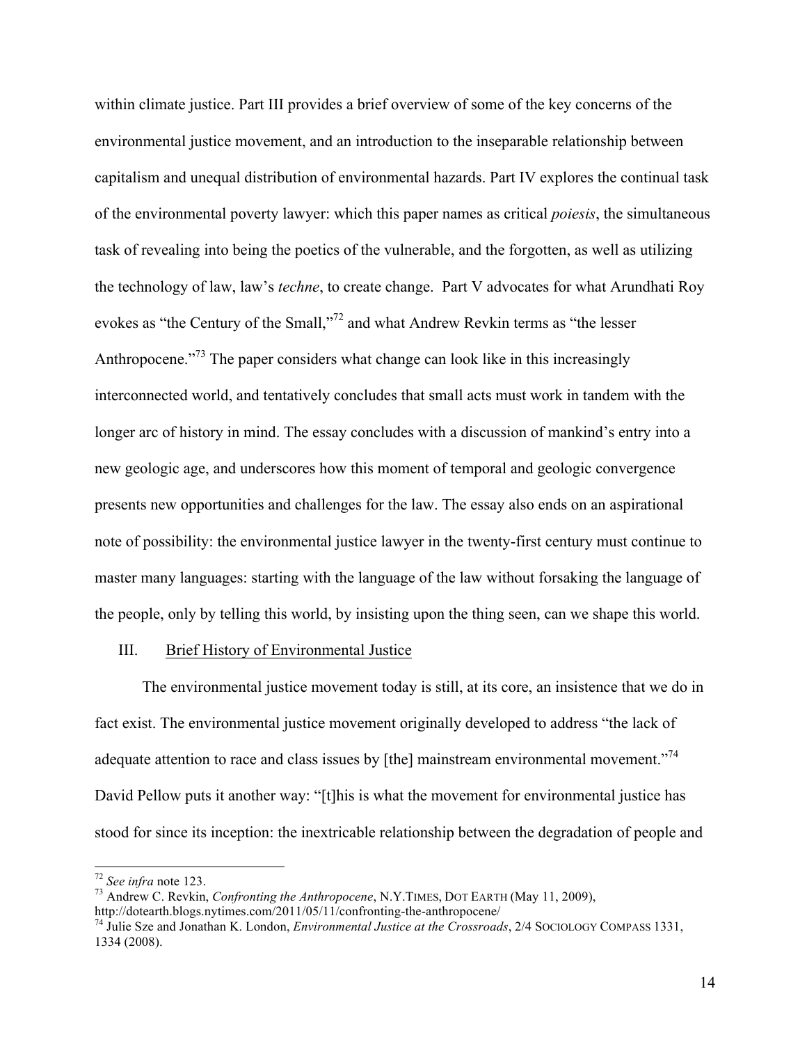within climate justice. Part III provides a brief overview of some of the key concerns of the environmental justice movement, and an introduction to the inseparable relationship between capitalism and unequal distribution of environmental hazards. Part IV explores the continual task of the environmental poverty lawyer: which this paper names as critical *poiesis*, the simultaneous task of revealing into being the poetics of the vulnerable, and the forgotten, as well as utilizing the technology of law, law's *techne*, to create change. Part V advocates for what Arundhati Roy evokes as "the Century of the Small,"[72] and what Andrew Revkin terms as "the lesser Anthropocene."[73] The paper considers what change can look like in this increasingly interconnected world, and tentatively concludes that small acts must work in tandem with the longer arc of history in mind. The essay concludes with a discussion of mankind's entry into a new geologic age, and underscores how this moment of temporal and geologic convergence presents new opportunities and challenges for the law. The essay also ends on an aspirational note of possibility: the environmental justice lawyer in the twenty-first century must continue to master many languages: starting with the language of the law without forsaking the language of the people, only by telling this world, by insisting upon the thing seen, can we shape this world.

## III. Brief History of Environmental Justice

The environmental justice movement today is still, at its core, an insistence that we do in fact exist. The environmental justice movement originally developed to address "the lack of adequate attention to race and class issues by [the] mainstream environmental movement."[74] David Pellow puts it another way: "[t]his is what the movement for environmental justice has stood for since its inception: the inextricable relationship between the degradation of people and

---

[72] *See infra* note 123.

[73] Andrew C. Revkin, *Confronting the Anthropocene*, N.Y.TIMES, DOT EARTH (May 11, 2009), http://dotearth.blogs.nytimes.com/2011/05/11/confronting-the-anthropocene/

[74] Julie Sze and Jonathan K. London, *Environmental Justice at the Crossroads*, 2/4 SOCIOLOGY COMPASS 1331, 1334 (2008).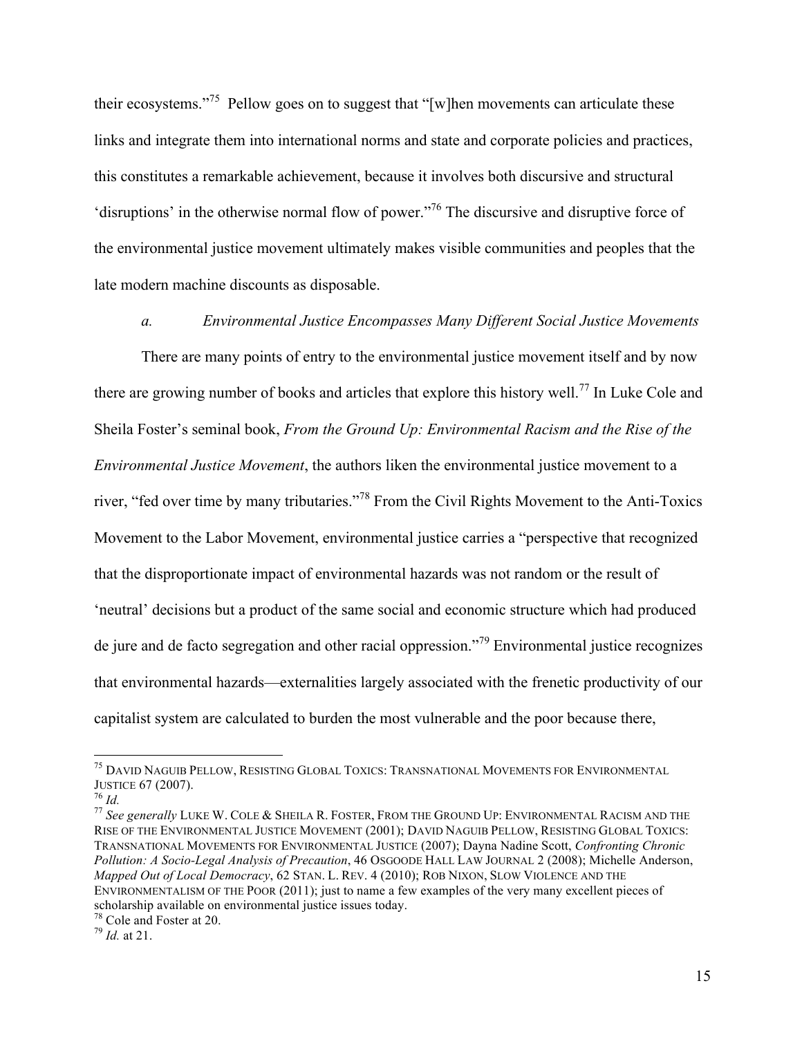their ecosystems."[75] Pellow goes on to suggest that "[w]hen movements can articulate these links and integrate them into international norms and state and corporate policies and practices, this constitutes a remarkable achievement, because it involves both discursive and structural 'disruptions' in the otherwise normal flow of power."[76] The discursive and disruptive force of the environmental justice movement ultimately makes visible communities and peoples that the late modern machine discounts as disposable.

### *a. Environmental Justice Encompasses Many Different Social Justice Movements*

There are many points of entry to the environmental justice movement itself and by now there are growing number of books and articles that explore this history well.[77] In Luke Cole and Sheila Foster's seminal book, *From the Ground Up: Environmental Racism and the Rise of the Environmental Justice Movement*, the authors liken the environmental justice movement to a river, "fed over time by many tributaries."[78] From the Civil Rights Movement to the Anti-Toxics Movement to the Labor Movement, environmental justice carries a "perspective that recognized that the disproportionate impact of environmental hazards was not random or the result of 'neutral' decisions but a product of the same social and economic structure which had produced de jure and de facto segregation and other racial oppression."[79] Environmental justice recognizes that environmental hazards—externalities largely associated with the frenetic productivity of our capitalist system are calculated to burden the most vulnerable and the poor because there,

---

[75] DAVID NAGUIB PELLOW, RESISTING GLOBAL TOXICS: TRANSNATIONAL MOVEMENTS FOR ENVIRONMENTAL JUSTICE 67 (2007).

[76] *Id.*

[77] *See generally* LUKE W. COLE & SHEILA R. FOSTER, FROM THE GROUND UP: ENVIRONMENTAL RACISM AND THE RISE OF THE ENVIRONMENTAL JUSTICE MOVEMENT (2001); DAVID NAGUIB PELLOW, RESISTING GLOBAL TOXICS: TRANSNATIONAL MOVEMENTS FOR ENVIRONMENTAL JUSTICE (2007); Dayna Nadine Scott, *Confronting Chronic Pollution: A Socio-Legal Analysis of Precaution*, 46 OSGOODE HALL LAW JOURNAL 2 (2008); Michelle Anderson, *Mapped Out of Local Democracy*, 62 STAN. L. REV. 4 (2010); ROB NIXON, SLOW VIOLENCE AND THE ENVIRONMENTALISM OF THE POOR (2011); just to name a few examples of the very many excellent pieces of scholarship available on environmental justice issues today.

[78] Cole and Foster at 20.

[79] *Id.* at 21.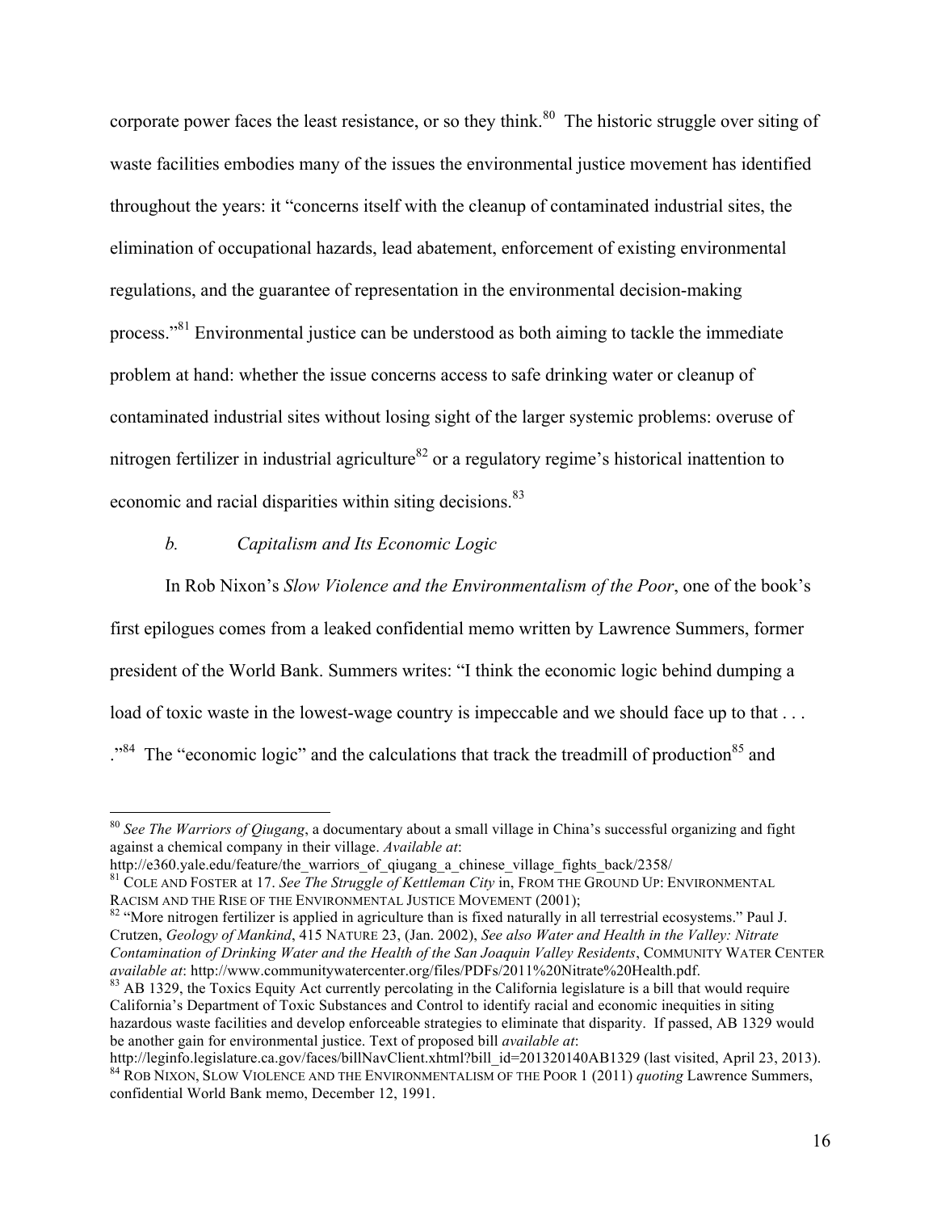corporate power faces the least resistance, or so they think.[80] The historic struggle over siting of waste facilities embodies many of the issues the environmental justice movement has identified throughout the years: it "concerns itself with the cleanup of contaminated industrial sites, the elimination of occupational hazards, lead abatement, enforcement of existing environmental regulations, and the guarantee of representation in the environmental decision-making process."[81] Environmental justice can be understood as both aiming to tackle the immediate problem at hand: whether the issue concerns access to safe drinking water or cleanup of contaminated industrial sites without losing sight of the larger systemic problems: overuse of nitrogen fertilizer in industrial agriculture[82] or a regulatory regime's historical inattention to economic and racial disparities within siting decisions.[83]

### *b. Capitalism and Its Economic Logic*

In Rob Nixon's *Slow Violence and the Environmentalism of the Poor*, one of the book's first epilogues comes from a leaked confidential memo written by Lawrence Summers, former president of the World Bank. Summers writes: "I think the economic logic behind dumping a load of toxic waste in the lowest-wage country is impeccable and we should face up to that . . . ."[84] The "economic logic" and the calculations that track the treadmill of production[85] and

---

[80] *See The Warriors of Qiugang*, a documentary about a small village in China's successful organizing and fight against a chemical company in their village. *Available at*: http://e360.yale.edu/feature/the_warriors_of_qiugang_a_chinese_village_fights_back/2358/

[81] COLE AND FOSTER at 17. *See The Struggle of Kettleman City* in, FROM THE GROUND UP: ENVIRONMENTAL RACISM AND THE RISE OF THE ENVIRONMENTAL JUSTICE MOVEMENT (2001);

[82] "More nitrogen fertilizer is applied in agriculture than is fixed naturally in all terrestrial ecosystems." Paul J. Crutzen, *Geology of Mankind*, 415 NATURE 23, (Jan. 2002), *See also Water and Health in the Valley: Nitrate Contamination of Drinking Water and the Health of the San Joaquin Valley Residents*, COMMUNITY WATER CENTER *available at*: http://www.communitywatercenter.org/files/PDFs/2011%20Nitrate%20Health.pdf.

[83] AB 1329, the Toxics Equity Act currently percolating in the California legislature is a bill that would require California's Department of Toxic Substances and Control to identify racial and economic inequities in siting hazardous waste facilities and develop enforceable strategies to eliminate that disparity. If passed, AB 1329 would be another gain for environmental justice. Text of proposed bill *available at*: http://leginfo.legislature.ca.gov/faces/billNavClient.xhtml?bill_id=201320140AB1329 (last visited, April 23, 2013).

[84] ROB NIXON, SLOW VIOLENCE AND THE ENVIRONMENTALISM OF THE POOR 1 (2011) *quoting* Lawrence Summers, confidential World Bank memo, December 12, 1991.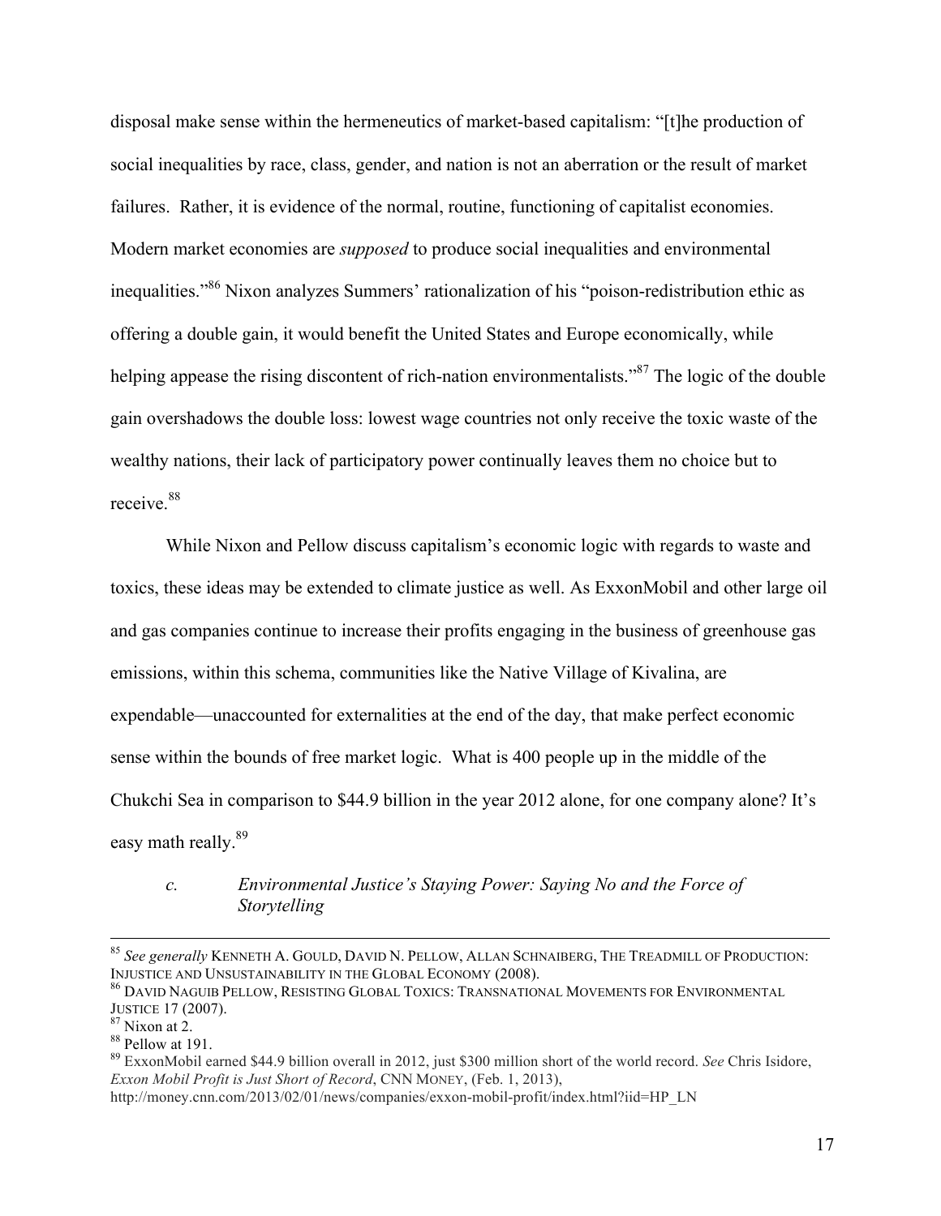disposal make sense within the hermeneutics of market-based capitalism: "[t]he production of social inequalities by race, class, gender, and nation is not an aberration or the result of market failures. Rather, it is evidence of the normal, routine, functioning of capitalist economies. Modern market economies are *supposed* to produce social inequalities and environmental inequalities."[86] Nixon analyzes Summers' rationalization of his "poison-redistribution ethic as offering a double gain, it would benefit the United States and Europe economically, while helping appease the rising discontent of rich-nation environmentalists."[87] The logic of the double gain overshadows the double loss: lowest wage countries not only receive the toxic waste of the wealthy nations, their lack of participatory power continually leaves them no choice but to receive.[88]

While Nixon and Pellow discuss capitalism's economic logic with regards to waste and toxics, these ideas may be extended to climate justice as well. As ExxonMobil and other large oil and gas companies continue to increase their profits engaging in the business of greenhouse gas emissions, within this schema, communities like the Native Village of Kivalina, are expendable—unaccounted for externalities at the end of the day, that make perfect economic sense within the bounds of free market logic. What is 400 people up in the middle of the Chukchi Sea in comparison to $44.9 billion in the year 2012 alone, for one company alone? It's easy math really.[89]

### c. *Environmental Justice's Staying Power: Saying No and the Force of Storytelling*

---

[85] *See generally* KENNETH A. GOULD, DAVID N. PELLOW, ALLAN SCHNAIBERG, THE TREADMILL OF PRODUCTION: INJUSTICE AND UNSUSTAINABILITY IN THE GLOBAL ECONOMY (2008).

[86] DAVID NAGUIB PELLOW, RESISTING GLOBAL TOXICS: TRANSNATIONAL MOVEMENTS FOR ENVIRONMENTAL JUSTICE 17 (2007).

[87] Nixon at 2.

[88] Pellow at 191.

[89] ExxonMobil earned $44.9 billion overall in 2012, just $300 million short of the world record. *See* Chris Isidore, *Exxon Mobil Profit is Just Short of Record*, CNN MONEY, (Feb. 1, 2013), http://money.cnn.com/2013/02/01/news/companies/exxon-mobil-profit/index.html?iid=HP_LN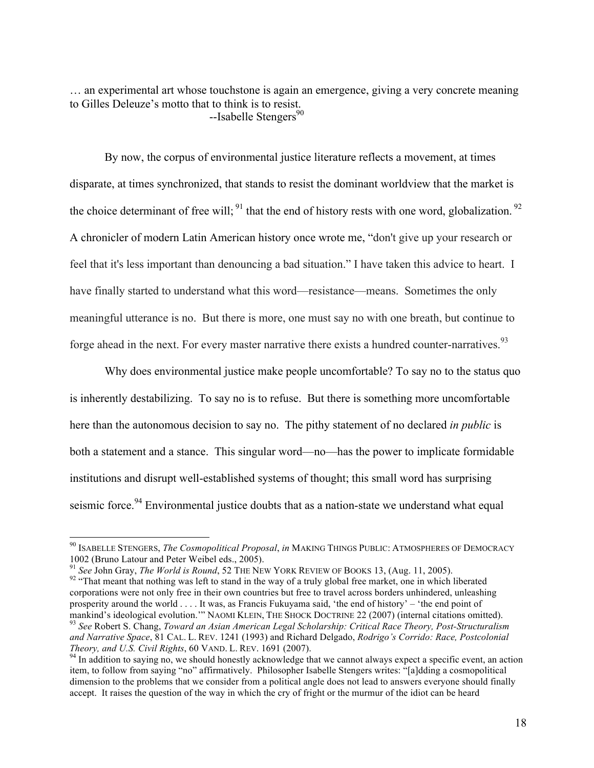… an experimental art whose touchstone is again an emergence, giving a very concrete meaning to Gilles Deleuze's motto that to think is to resist.
--Isabelle Stengers[90]

By now, the corpus of environmental justice literature reflects a movement, at times disparate, at times synchronized, that stands to resist the dominant worldview that the market is the choice determinant of free will; [91] that the end of history rests with one word, globalization. [92] A chronicler of modern Latin American history once wrote me, "don't give up your research or feel that it's less important than denouncing a bad situation." I have taken this advice to heart. I have finally started to understand what this word—resistance—means. Sometimes the only meaningful utterance is no. But there is more, one must say no with one breath, but continue to forge ahead in the next. For every master narrative there exists a hundred counter-narratives.[93]

Why does environmental justice make people uncomfortable? To say no to the status quo is inherently destabilizing. To say no is to refuse. But there is something more uncomfortable here than the autonomous decision to say no. The pithy statement of no declared *in public* is both a statement and a stance. This singular word—no—has the power to implicate formidable institutions and disrupt well-established systems of thought; this small word has surprising seismic force.[94] Environmental justice doubts that as a nation-state we understand what equal

---

[90] ISABELLE STENGERS, *The Cosmopolitical Proposal*, *in* MAKING THINGS PUBLIC: ATMOSPHERES OF DEMOCRACY 1002 (Bruno Latour and Peter Weibel eds., 2005).

[91] *See* John Gray, *The World is Round*, 52 THE NEW YORK REVIEW OF BOOKS 13, (Aug. 11, 2005).

[92] "That meant that nothing was left to stand in the way of a truly global free market, one in which liberated corporations were not only free in their own countries but free to travel across borders unhindered, unleashing prosperity around the world . . . . It was, as Francis Fukuyama said, 'the end of history' – 'the end point of mankind's ideological evolution.'" NAOMI KLEIN, THE SHOCK DOCTRINE 22 (2007) (internal citations omitted).

[93] *See* Robert S. Chang, *Toward an Asian American Legal Scholarship: Critical Race Theory, Post-Structuralism and Narrative Space*, 81 CAL. L. REV. 1241 (1993) and Richard Delgado, *Rodrigo's Corrido: Race, Postcolonial Theory, and U.S. Civil Rights*, 60 VAND. L. REV. 1691 (2007).

[94] In addition to saying no, we should honestly acknowledge that we cannot always expect a specific event, an action item, to follow from saying "no" affirmatively. Philosopher Isabelle Stengers writes: "[a]dding a cosmopolitical dimension to the problems that we consider from a political angle does not lead to answers everyone should finally accept. It raises the question of the way in which the cry of fright or the murmur of the idiot can be heard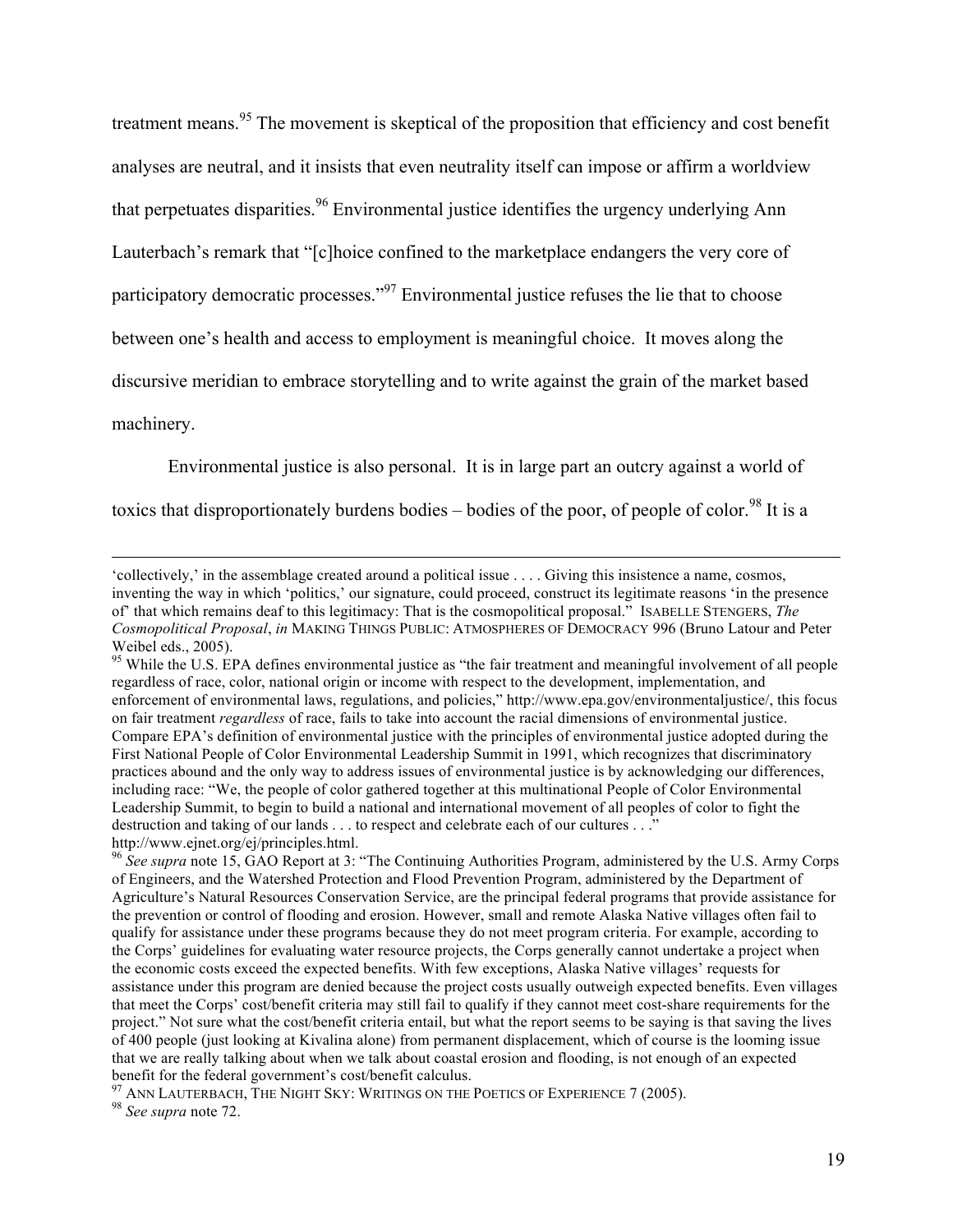treatment means.[95] The movement is skeptical of the proposition that efficiency and cost benefit analyses are neutral, and it insists that even neutrality itself can impose or affirm a worldview that perpetuates disparities.[96] Environmental justice identifies the urgency underlying Ann Lauterbach's remark that "[c]hoice confined to the marketplace endangers the very core of participatory democratic processes."[97] Environmental justice refuses the lie that to choose between one's health and access to employment is meaningful choice. It moves along the discursive meridian to embrace storytelling and to write against the grain of the market based machinery.

Environmental justice is also personal. It is in large part an outcry against a world of toxics that disproportionately burdens bodies – bodies of the poor, of people of color.[98] It is a

---

'collectively,' in the assemblage created around a political issue . . . . Giving this insistence a name, cosmos, inventing the way in which 'politics,' our signature, could proceed, construct its legitimate reasons 'in the presence of' that which remains deaf to this legitimacy: That is the cosmopolitical proposal." ISABELLE STENGERS, *The Cosmopolitical Proposal*, *in* MAKING THINGS PUBLIC: ATMOSPHERES OF DEMOCRACY 996 (Bruno Latour and Peter Weibel eds., 2005).

[95] While the U.S. EPA defines environmental justice as "the fair treatment and meaningful involvement of all people regardless of race, color, national origin or income with respect to the development, implementation, and enforcement of environmental laws, regulations, and policies," http://www.epa.gov/environmentaljustice/, this focus on fair treatment *regardless* of race, fails to take into account the racial dimensions of environmental justice. Compare EPA's definition of environmental justice with the principles of environmental justice adopted during the First National People of Color Environmental Leadership Summit in 1991, which recognizes that discriminatory practices abound and the only way to address issues of environmental justice is by acknowledging our differences, including race: "We, the people of color gathered together at this multinational People of Color Environmental Leadership Summit, to begin to build a national and international movement of all peoples of color to fight the destruction and taking of our lands . . . to respect and celebrate each of our cultures . . ." http://www.ejnet.org/ej/principles.html.

[96] *See supra* note 15, GAO Report at 3: "The Continuing Authorities Program, administered by the U.S. Army Corps of Engineers, and the Watershed Protection and Flood Prevention Program, administered by the Department of Agriculture's Natural Resources Conservation Service, are the principal federal programs that provide assistance for the prevention or control of flooding and erosion. However, small and remote Alaska Native villages often fail to qualify for assistance under these programs because they do not meet program criteria. For example, according to the Corps' guidelines for evaluating water resource projects, the Corps generally cannot undertake a project when the economic costs exceed the expected benefits. With few exceptions, Alaska Native villages' requests for assistance under this program are denied because the project costs usually outweigh expected benefits. Even villages that meet the Corps' cost/benefit criteria may still fail to qualify if they cannot meet cost-share requirements for the project." Not sure what the cost/benefit criteria entail, but what the report seems to be saying is that saving the lives of 400 people (just looking at Kivalina alone) from permanent displacement, which of course is the looming issue that we are really talking about when we talk about coastal erosion and flooding, is not enough of an expected benefit for the federal government's cost/benefit calculus.

[97] ANN LAUTERBACH, THE NIGHT SKY: WRITINGS ON THE POETICS OF EXPERIENCE 7 (2005).

[98] *See supra* note 72.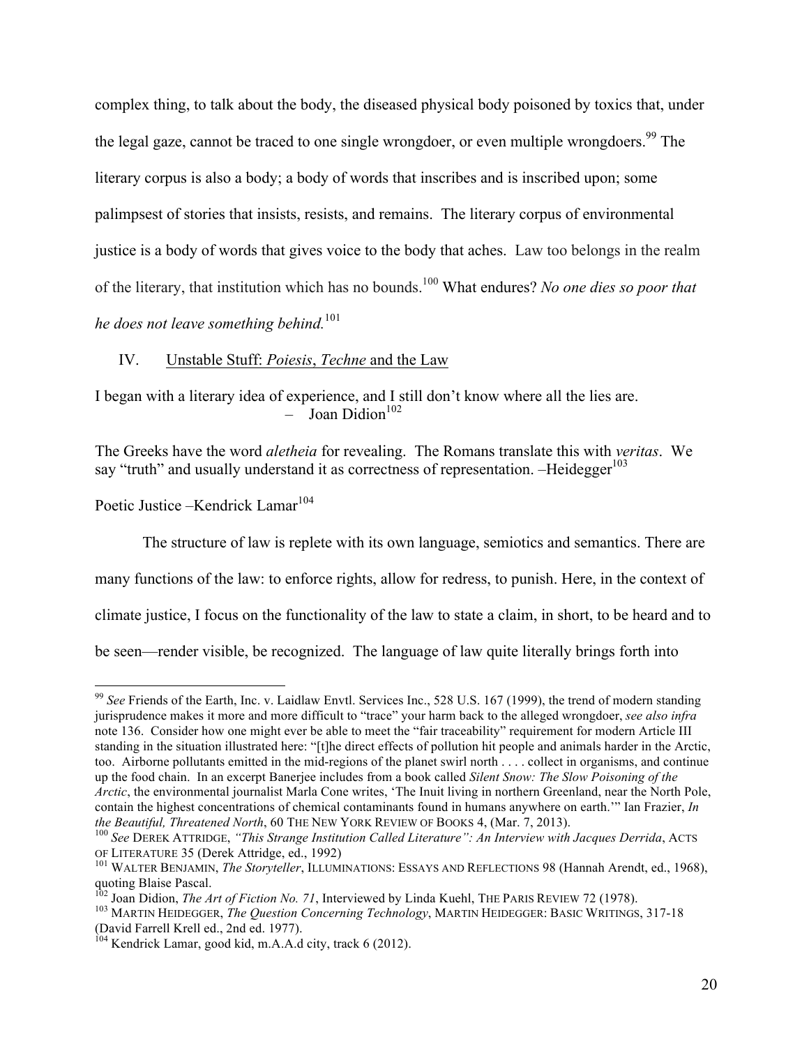complex thing, to talk about the body, the diseased physical body poisoned by toxics that, under the legal gaze, cannot be traced to one single wrongdoer, or even multiple wrongdoers.[99] The literary corpus is also a body; a body of words that inscribes and is inscribed upon; some palimpsest of stories that insists, resists, and remains. The literary corpus of environmental justice is a body of words that gives voice to the body that aches. Law too belongs in the realm of the literary, that institution which has no bounds.[100] What endures? *No one dies so poor that he does not leave something behind.*[101]

## IV. Unstable Stuff: *Poiesis*, *Techne* and the Law

I began with a literary idea of experience, and I still don't know where all the lies are.
– Joan Didion[102]

The Greeks have the word *aletheia* for revealing. The Romans translate this with *veritas*. We say "truth" and usually understand it as correctness of representation. –Heidegger[103]

Poetic Justice –Kendrick Lamar[104]

The structure of law is replete with its own language, semiotics and semantics. There are many functions of the law: to enforce rights, allow for redress, to punish. Here, in the context of climate justice, I focus on the functionality of the law to state a claim, in short, to be heard and to be seen—render visible, be recognized. The language of law quite literally brings forth into

---

[99] *See* Friends of the Earth, Inc. v. Laidlaw Envtl. Services Inc., 528 U.S. 167 (1999), the trend of modern standing jurisprudence makes it more and more difficult to "trace" your harm back to the alleged wrongdoer, *see also infra* note 136. Consider how one might ever be able to meet the "fair traceability" requirement for modern Article III standing in the situation illustrated here: "[t]he direct effects of pollution hit people and animals harder in the Arctic, too. Airborne pollutants emitted in the mid-regions of the planet swirl north . . . . collect in organisms, and continue up the food chain. In an excerpt Banerjee includes from a book called *Silent Snow: The Slow Poisoning of the Arctic*, the environmental journalist Marla Cone writes, 'The Inuit living in northern Greenland, near the North Pole, contain the highest concentrations of chemical contaminants found in humans anywhere on earth.'" Ian Frazier, *In the Beautiful, Threatened North*, 60 THE NEW YORK REVIEW OF BOOKS 4, (Mar. 7, 2013).

[100] *See* DEREK ATTRIDGE, *"This Strange Institution Called Literature": An Interview with Jacques Derrida*, ACTS OF LITERATURE 35 (Derek Attridge, ed., 1992)

[101] WALTER BENJAMIN, *The Storyteller*, ILLUMINATIONS: ESSAYS AND REFLECTIONS 98 (Hannah Arendt, ed., 1968), quoting Blaise Pascal.

[102] Joan Didion, *The Art of Fiction No. 71*, Interviewed by Linda Kuehl, THE PARIS REVIEW 72 (1978).

[103] MARTIN HEIDEGGER, *The Question Concerning Technology*, MARTIN HEIDEGGER: BASIC WRITINGS, 317-18 (David Farrell Krell ed., 2nd ed. 1977).

[104] Kendrick Lamar, good kid, m.A.A.d city, track 6 (2012).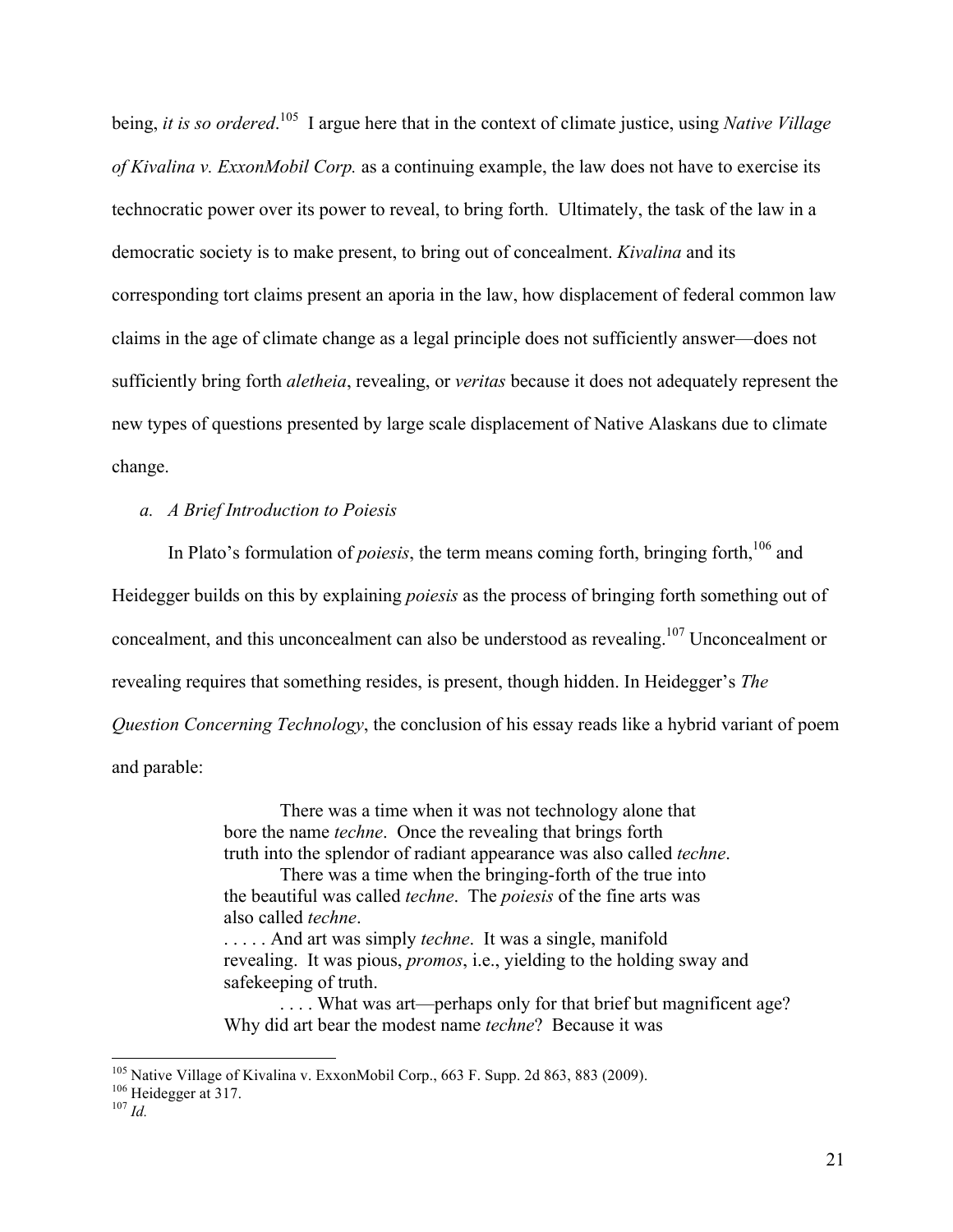being, *it is so ordered*.[105] I argue here that in the context of climate justice, using *Native Village of Kivalina v. ExxonMobil Corp.* as a continuing example, the law does not have to exercise its technocratic power over its power to reveal, to bring forth. Ultimately, the task of the law in a democratic society is to make present, to bring out of concealment. *Kivalina* and its corresponding tort claims present an aporia in the law, how displacement of federal common law claims in the age of climate change as a legal principle does not sufficiently answer—does not sufficiently bring forth *aletheia*, revealing, or *veritas* because it does not adequately represent the new types of questions presented by large scale displacement of Native Alaskans due to climate change.

### *a. A Brief Introduction to Poiesis*

In Plato's formulation of *poiesis*, the term means coming forth, bringing forth,[106] and Heidegger builds on this by explaining *poiesis* as the process of bringing forth something out of concealment, and this unconcealment can also be understood as revealing.[107] Unconcealment or revealing requires that something resides, is present, though hidden. In Heidegger's *The Question Concerning Technology*, the conclusion of his essay reads like a hybrid variant of poem and parable:

> There was a time when it was not technology alone that bore the name *techne*. Once the revealing that brings forth truth into the splendor of radiant appearance was also called *techne*.
>
> There was a time when the bringing-forth of the true into the beautiful was called *techne*. The *poiesis* of the fine arts was also called *techne*.
>
> . . . . . And art was simply *techne*. It was a single, manifold revealing. It was pious, *promos*, i.e., yielding to the holding sway and safekeeping of truth.
>
> . . . . What was art—perhaps only for that brief but magnificent age? Why did art bear the modest name *techne*? Because it was

---

[105] Native Village of Kivalina v. ExxonMobil Corp., 663 F. Supp. 2d 863, 883 (2009).

[106] Heidegger at 317.

[107] *Id.*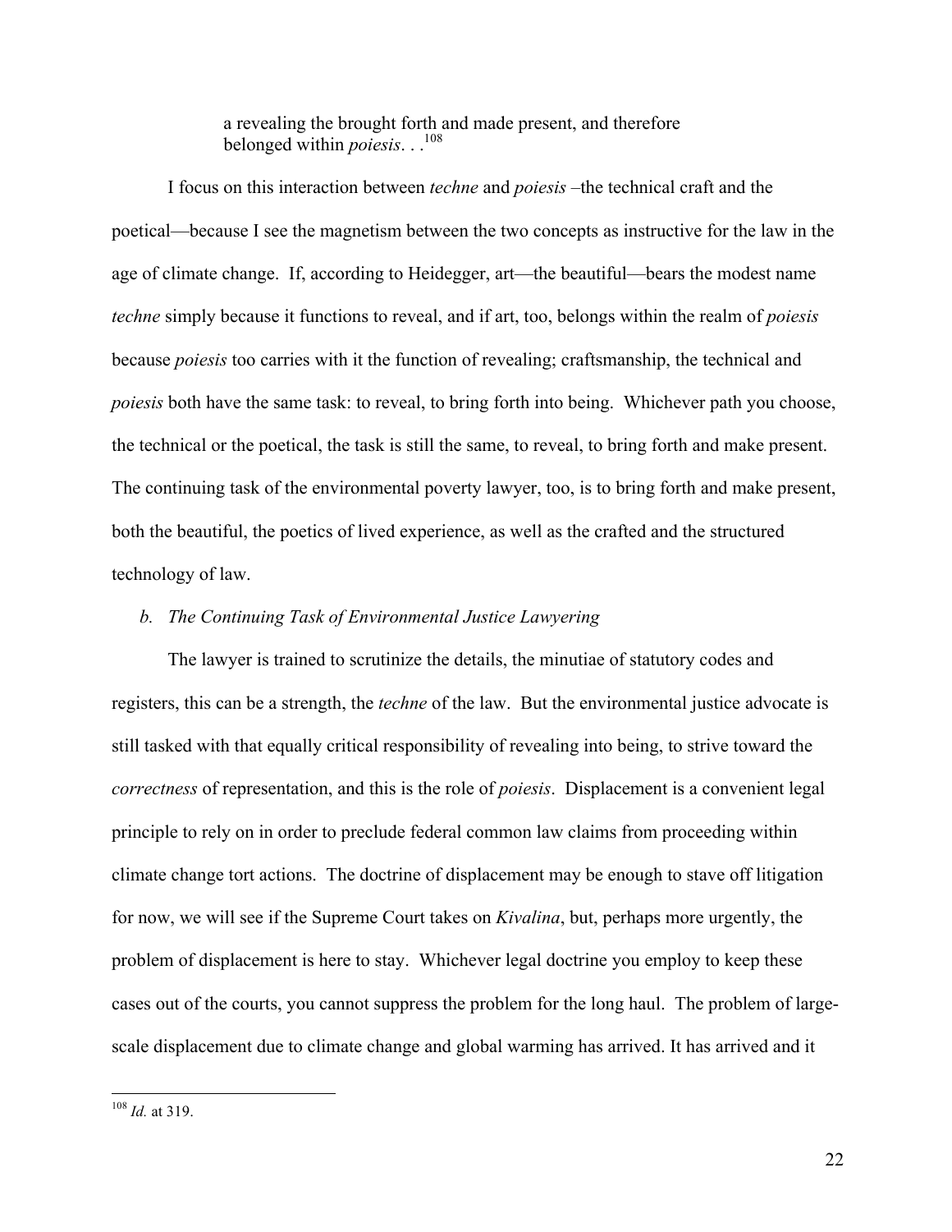> a revealing the brought forth and made present, and therefore belonged within *poiesis*. . .[108]

I focus on this interaction between *techne* and *poiesis* –the technical craft and the poetical—because I see the magnetism between the two concepts as instructive for the law in the age of climate change. If, according to Heidegger, art—the beautiful—bears the modest name *techne* simply because it functions to reveal, and if art, too, belongs within the realm of *poiesis* because *poiesis* too carries with it the function of revealing; craftsmanship, the technical and *poiesis* both have the same task: to reveal, to bring forth into being. Whichever path you choose, the technical or the poetical, the task is still the same, to reveal, to bring forth and make present. The continuing task of the environmental poverty lawyer, too, is to bring forth and make present, both the beautiful, the poetics of lived experience, as well as the crafted and the structured technology of law.

*b. The Continuing Task of Environmental Justice Lawyering*

The lawyer is trained to scrutinize the details, the minutiae of statutory codes and registers, this can be a strength, the *techne* of the law. But the environmental justice advocate is still tasked with that equally critical responsibility of revealing into being, to strive toward the *correctness* of representation, and this is the role of *poiesis*. Displacement is a convenient legal principle to rely on in order to preclude federal common law claims from proceeding within climate change tort actions. The doctrine of displacement may be enough to stave off litigation for now, we will see if the Supreme Court takes on *Kivalina*, but, perhaps more urgently, the problem of displacement is here to stay. Whichever legal doctrine you employ to keep these cases out of the courts, you cannot suppress the problem for the long haul. The problem of large-scale displacement due to climate change and global warming has arrived. It has arrived and it

[108] *Id.* at 319.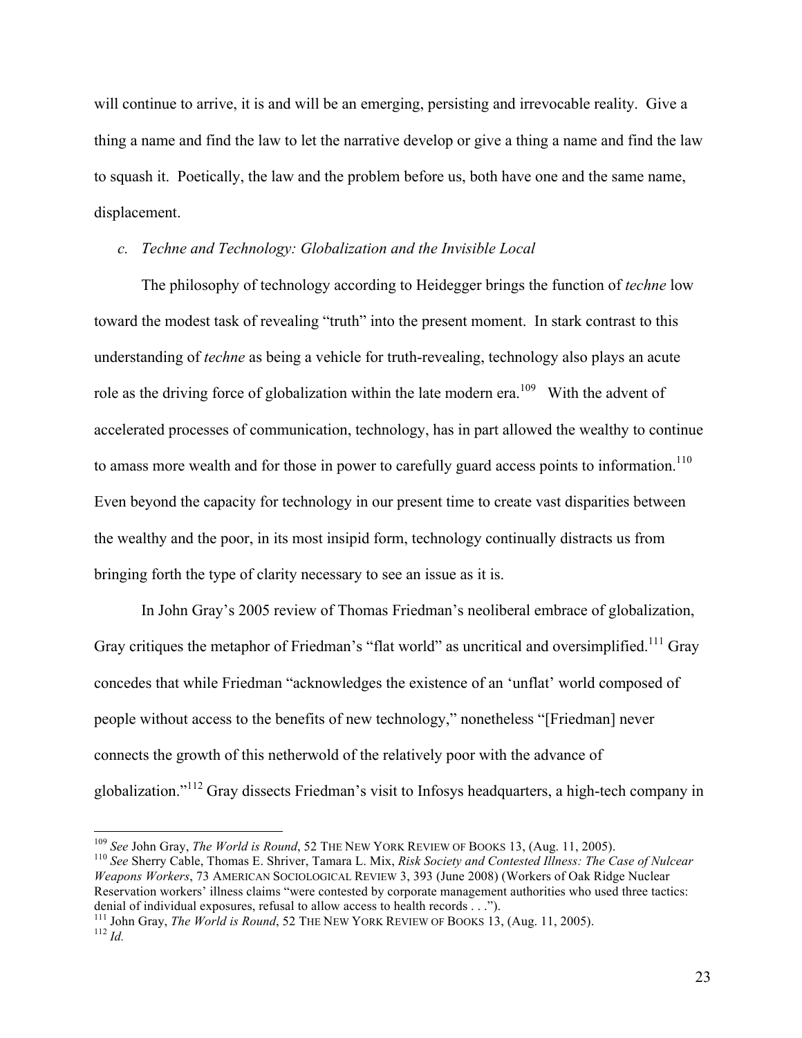will continue to arrive, it is and will be an emerging, persisting and irrevocable reality. Give a thing a name and find the law to let the narrative develop or give a thing a name and find the law to squash it. Poetically, the law and the problem before us, both have one and the same name, displacement.

### *c. Techne and Technology: Globalization and the Invisible Local*

The philosophy of technology according to Heidegger brings the function of *techne* low toward the modest task of revealing "truth" into the present moment. In stark contrast to this understanding of *techne* as being a vehicle for truth-revealing, technology also plays an acute role as the driving force of globalization within the late modern era.[109] With the advent of accelerated processes of communication, technology, has in part allowed the wealthy to continue to amass more wealth and for those in power to carefully guard access points to information.[110] Even beyond the capacity for technology in our present time to create vast disparities between the wealthy and the poor, in its most insipid form, technology continually distracts us from bringing forth the type of clarity necessary to see an issue as it is.

In John Gray's 2005 review of Thomas Friedman's neoliberal embrace of globalization, Gray critiques the metaphor of Friedman's "flat world" as uncritical and oversimplified.[111] Gray concedes that while Friedman "acknowledges the existence of an 'unflat' world composed of people without access to the benefits of new technology," nonetheless "[Friedman] never connects the growth of this netherwold of the relatively poor with the advance of globalization."[112] Gray dissects Friedman's visit to Infosys headquarters, a high-tech company in

---

[109] *See* John Gray, *The World is Round*, 52 THE NEW YORK REVIEW OF BOOKS 13, (Aug. 11, 2005).

[110] *See* Sherry Cable, Thomas E. Shriver, Tamara L. Mix, *Risk Society and Contested Illness: The Case of Nulcear Weapons Workers*, 73 AMERICAN SOCIOLOGICAL REVIEW 3, 393 (June 2008) (Workers of Oak Ridge Nuclear Reservation workers' illness claims "were contested by corporate management authorities who used three tactics: denial of individual exposures, refusal to allow access to health records . . .").

[111] John Gray, *The World is Round*, 52 THE NEW YORK REVIEW OF BOOKS 13, (Aug. 11, 2005).

[112] *Id.*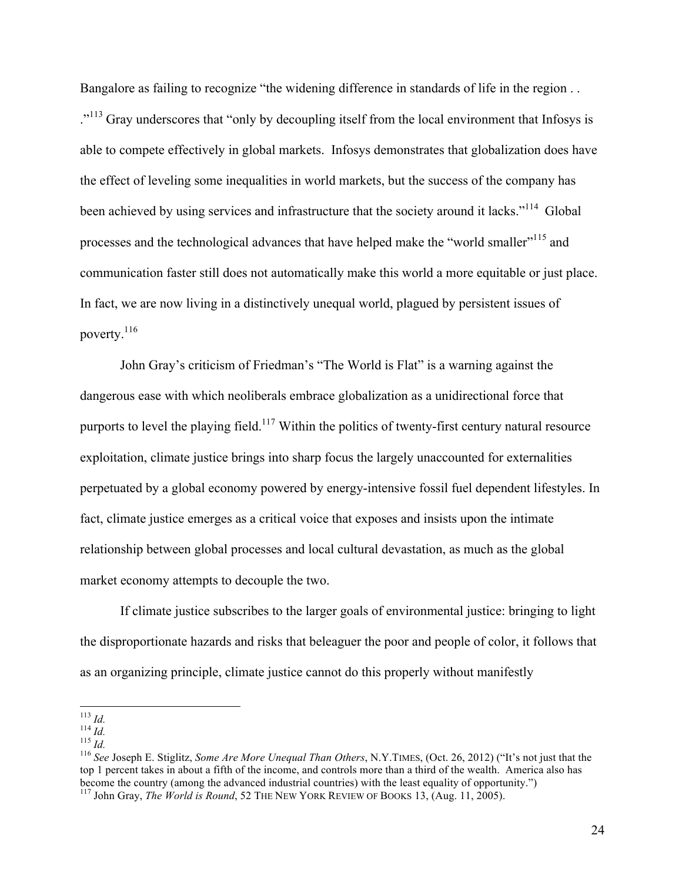Bangalore as failing to recognize "the widening difference in standards of life in the region . . ."[113] Gray underscores that "only by decoupling itself from the local environment that Infosys is able to compete effectively in global markets. Infosys demonstrates that globalization does have the effect of leveling some inequalities in world markets, but the success of the company has been achieved by using services and infrastructure that the society around it lacks."[114] Global processes and the technological advances that have helped make the "world smaller"[115] and communication faster still does not automatically make this world a more equitable or just place. In fact, we are now living in a distinctively unequal world, plagued by persistent issues of poverty.[116]

John Gray's criticism of Friedman's "The World is Flat" is a warning against the dangerous ease with which neoliberals embrace globalization as a unidirectional force that purports to level the playing field.[117] Within the politics of twenty-first century natural resource exploitation, climate justice brings into sharp focus the largely unaccounted for externalities perpetuated by a global economy powered by energy-intensive fossil fuel dependent lifestyles. In fact, climate justice emerges as a critical voice that exposes and insists upon the intimate relationship between global processes and local cultural devastation, as much as the global market economy attempts to decouple the two.

If climate justice subscribes to the larger goals of environmental justice: bringing to light the disproportionate hazards and risks that beleaguer the poor and people of color, it follows that as an organizing principle, climate justice cannot do this properly without manifestly

---

[113] *Id.*

[114] *Id.*

[115] *Id.*

[116] *See* Joseph E. Stiglitz, *Some Are More Unequal Than Others*, N.Y.TIMES, (Oct. 26, 2012) ("It's not just that the top 1 percent takes in about a fifth of the income, and controls more than a third of the wealth. America also has become the country (among the advanced industrial countries) with the least equality of opportunity.")

[117] John Gray, *The World is Round*, 52 THE NEW YORK REVIEW OF BOOKS 13, (Aug. 11, 2005).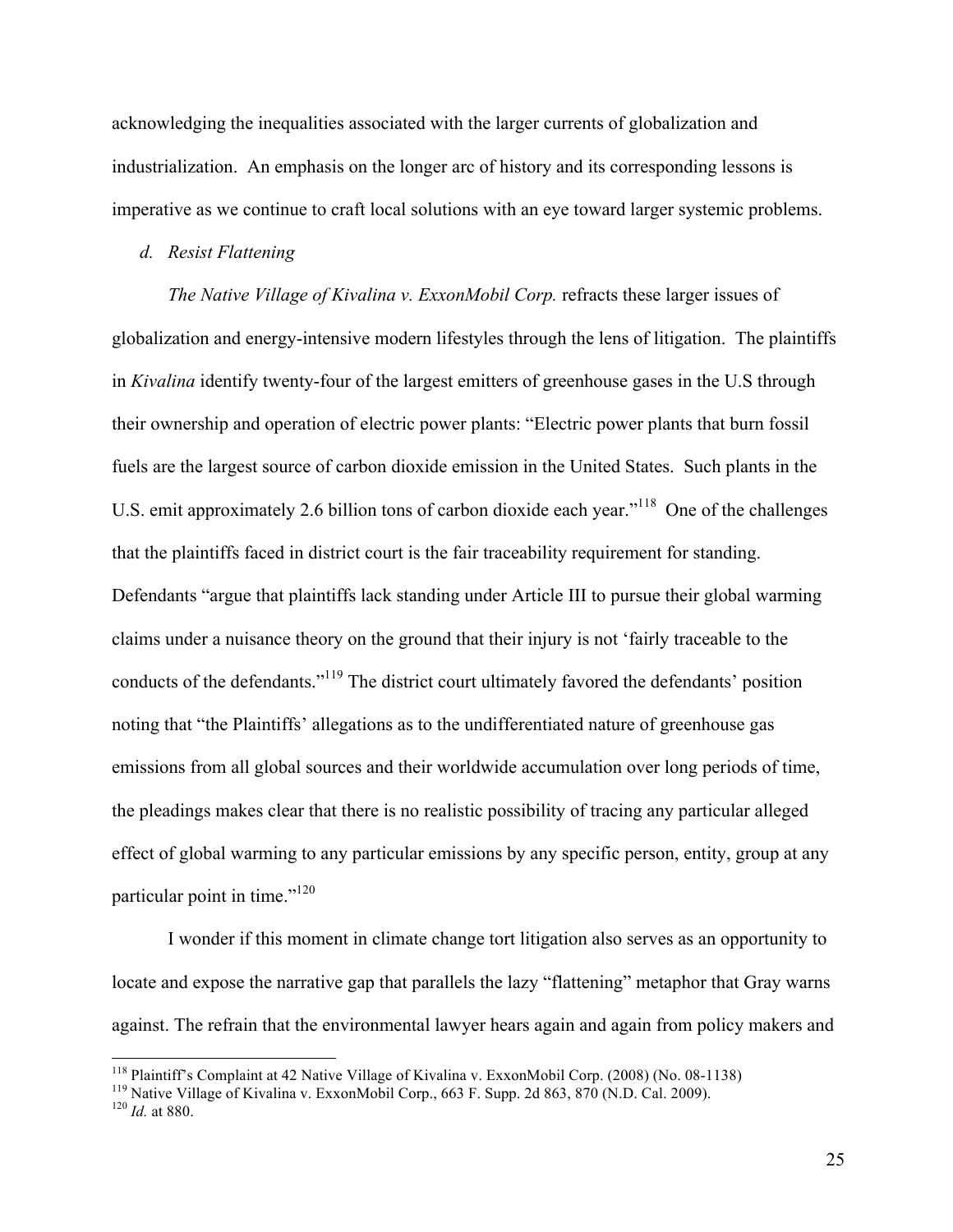acknowledging the inequalities associated with the larger currents of globalization and industrialization. An emphasis on the longer arc of history and its corresponding lessons is imperative as we continue to craft local solutions with an eye toward larger systemic problems.

*d. Resist Flattening*

*The Native Village of Kivalina v. ExxonMobil Corp.* refracts these larger issues of globalization and energy-intensive modern lifestyles through the lens of litigation. The plaintiffs in *Kivalina* identify twenty-four of the largest emitters of greenhouse gases in the U.S through their ownership and operation of electric power plants: "Electric power plants that burn fossil fuels are the largest source of carbon dioxide emission in the United States. Such plants in the U.S. emit approximately 2.6 billion tons of carbon dioxide each year."[118] One of the challenges that the plaintiffs faced in district court is the fair traceability requirement for standing. Defendants "argue that plaintiffs lack standing under Article III to pursue their global warming claims under a nuisance theory on the ground that their injury is not 'fairly traceable to the conducts of the defendants."[119] The district court ultimately favored the defendants' position noting that "the Plaintiffs' allegations as to the undifferentiated nature of greenhouse gas emissions from all global sources and their worldwide accumulation over long periods of time, the pleadings makes clear that there is no realistic possibility of tracing any particular alleged effect of global warming to any particular emissions by any specific person, entity, group at any particular point in time."[120]

I wonder if this moment in climate change tort litigation also serves as an opportunity to locate and expose the narrative gap that parallels the lazy "flattening" metaphor that Gray warns against. The refrain that the environmental lawyer hears again and again from policy makers and

---

[118] Plaintiff's Complaint at 42 Native Village of Kivalina v. ExxonMobil Corp. (2008) (No. 08-1138)

[119] Native Village of Kivalina v. ExxonMobil Corp., 663 F. Supp. 2d 863, 870 (N.D. Cal. 2009).

[120] *Id.* at 880.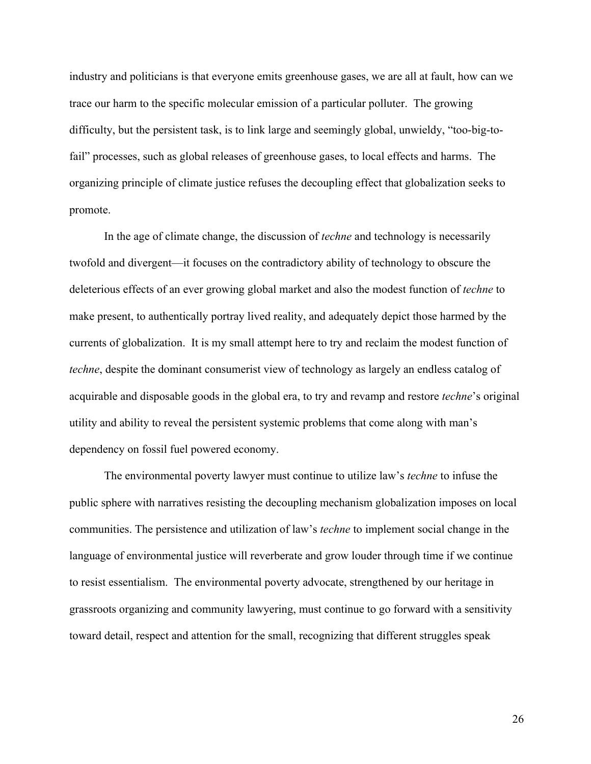industry and politicians is that everyone emits greenhouse gases, we are all at fault, how can we trace our harm to the specific molecular emission of a particular polluter. The growing difficulty, but the persistent task, is to link large and seemingly global, unwieldy, "too-big-to-fail" processes, such as global releases of greenhouse gases, to local effects and harms. The organizing principle of climate justice refuses the decoupling effect that globalization seeks to promote.

In the age of climate change, the discussion of *techne* and technology is necessarily twofold and divergent—it focuses on the contradictory ability of technology to obscure the deleterious effects of an ever growing global market and also the modest function of *techne* to make present, to authentically portray lived reality, and adequately depict those harmed by the currents of globalization. It is my small attempt here to try and reclaim the modest function of *techne*, despite the dominant consumerist view of technology as largely an endless catalog of acquirable and disposable goods in the global era, to try and revamp and restore *techne*'s original utility and ability to reveal the persistent systemic problems that come along with man's dependency on fossil fuel powered economy.

The environmental poverty lawyer must continue to utilize law's *techne* to infuse the public sphere with narratives resisting the decoupling mechanism globalization imposes on local communities. The persistence and utilization of law's *techne* to implement social change in the language of environmental justice will reverberate and grow louder through time if we continue to resist essentialism. The environmental poverty advocate, strengthened by our heritage in grassroots organizing and community lawyering, must continue to go forward with a sensitivity toward detail, respect and attention for the small, recognizing that different struggles speak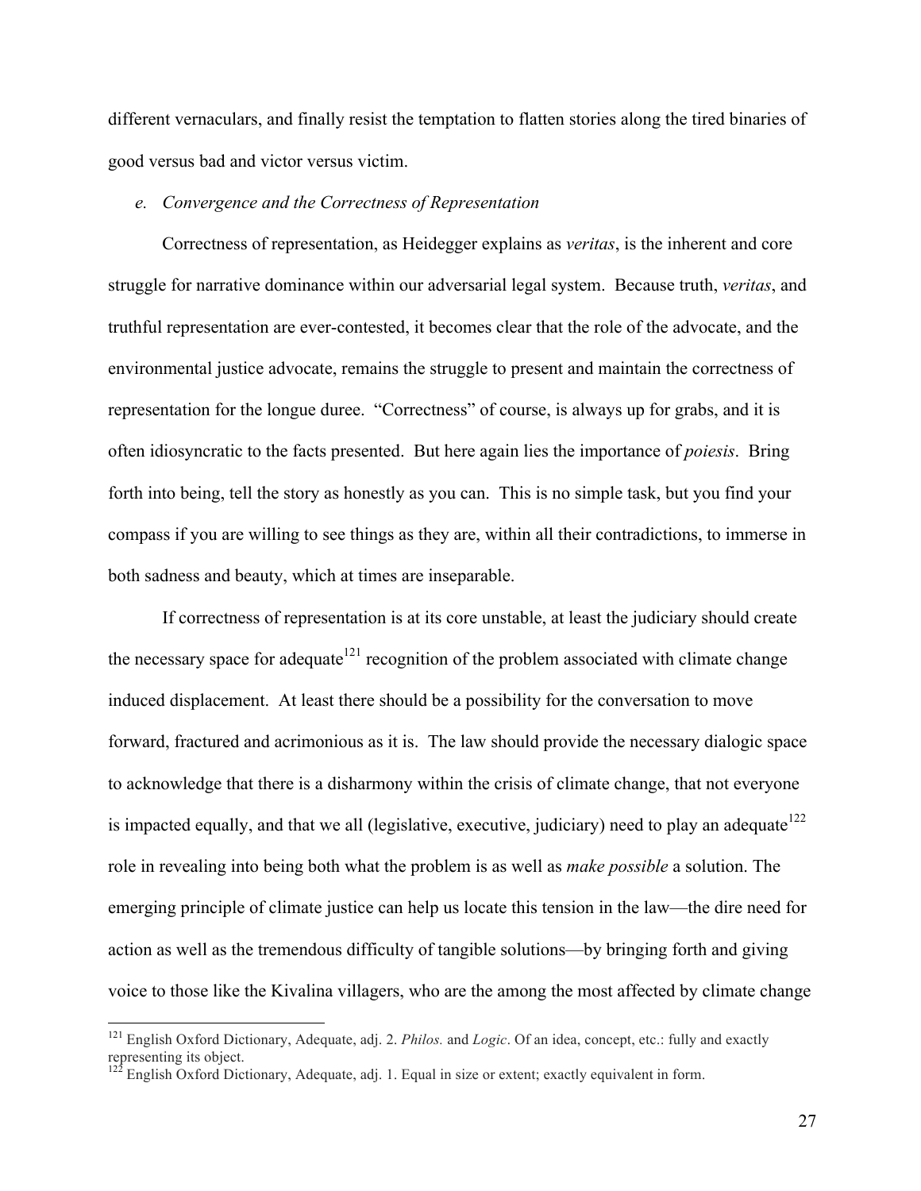different vernaculars, and finally resist the temptation to flatten stories along the tired binaries of good versus bad and victor versus victim.

### *e. Convergence and the Correctness of Representation*

Correctness of representation, as Heidegger explains as *veritas*, is the inherent and core struggle for narrative dominance within our adversarial legal system. Because truth, *veritas*, and truthful representation are ever-contested, it becomes clear that the role of the advocate, and the environmental justice advocate, remains the struggle to present and maintain the correctness of representation for the longue duree. "Correctness" of course, is always up for grabs, and it is often idiosyncratic to the facts presented. But here again lies the importance of *poiesis*. Bring forth into being, tell the story as honestly as you can. This is no simple task, but you find your compass if you are willing to see things as they are, within all their contradictions, to immerse in both sadness and beauty, which at times are inseparable.

If correctness of representation is at its core unstable, at least the judiciary should create the necessary space for adequate[121] recognition of the problem associated with climate change induced displacement. At least there should be a possibility for the conversation to move forward, fractured and acrimonious as it is. The law should provide the necessary dialogic space to acknowledge that there is a disharmony within the crisis of climate change, that not everyone is impacted equally, and that we all (legislative, executive, judiciary) need to play an adequate[122] role in revealing into being both what the problem is as well as *make possible* a solution. The emerging principle of climate justice can help us locate this tension in the law—the dire need for action as well as the tremendous difficulty of tangible solutions—by bringing forth and giving voice to those like the Kivalina villagers, who are the among the most affected by climate change

---

[121] English Oxford Dictionary, Adequate, adj. 2. *Philos.* and *Logic*. Of an idea, concept, etc.: fully and exactly representing its object.

[122] English Oxford Dictionary, Adequate, adj. 1. Equal in size or extent; exactly equivalent in form.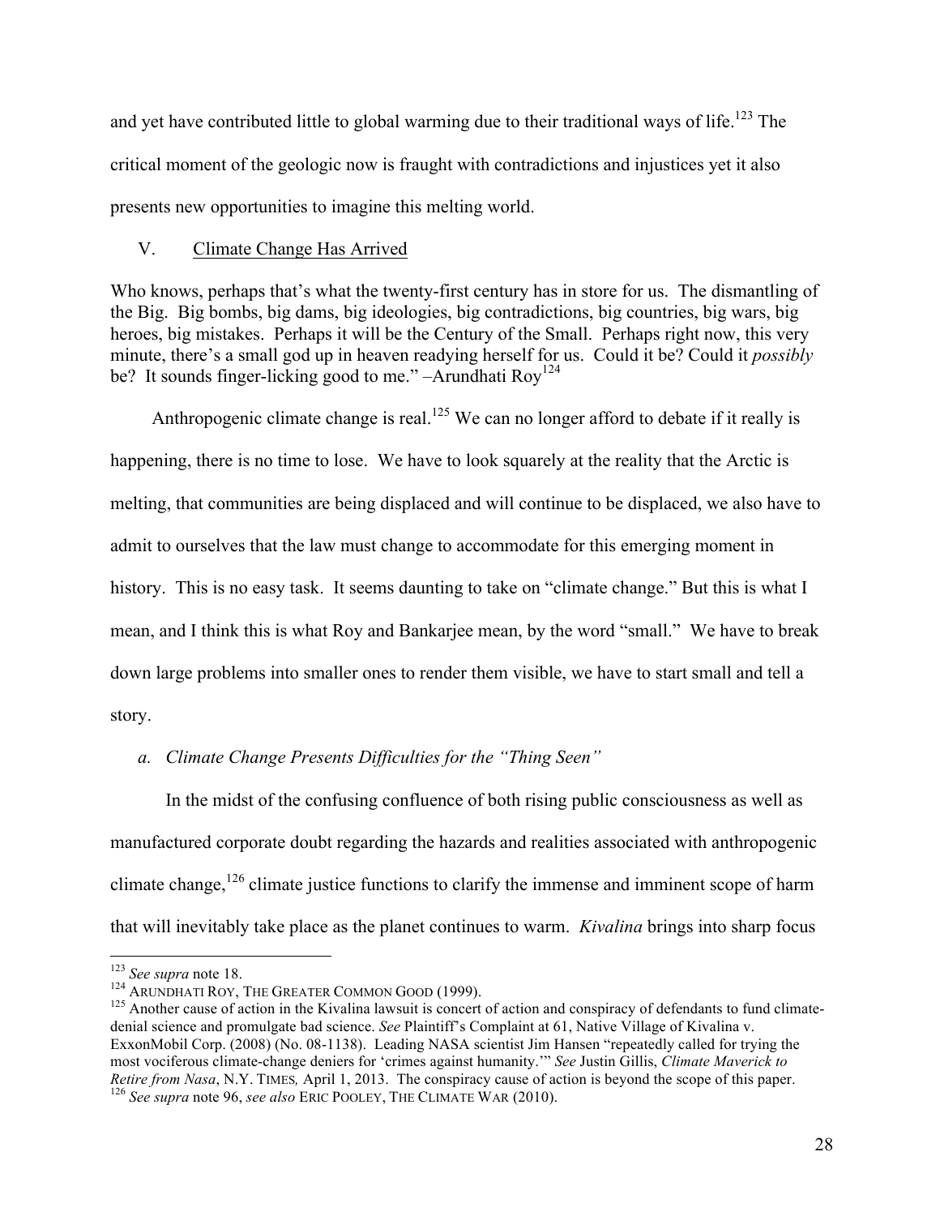and yet have contributed little to global warming due to their traditional ways of life.[123] The critical moment of the geologic now is fraught with contradictions and injustices yet it also presents new opportunities to imagine this melting world.

## V. Climate Change Has Arrived

Who knows, perhaps that's what the twenty-first century has in store for us. The dismantling of the Big. Big bombs, big dams, big ideologies, big contradictions, big countries, big wars, big heroes, big mistakes. Perhaps it will be the Century of the Small. Perhaps right now, this very minute, there's a small god up in heaven readying herself for us. Could it be? Could it *possibly* be? It sounds finger-licking good to me." –Arundhati Roy[124]

Anthropogenic climate change is real.[125] We can no longer afford to debate if it really is happening, there is no time to lose. We have to look squarely at the reality that the Arctic is melting, that communities are being displaced and will continue to be displaced, we also have to admit to ourselves that the law must change to accommodate for this emerging moment in history. This is no easy task. It seems daunting to take on "climate change." But this is what I mean, and I think this is what Roy and Bankarjee mean, by the word "small." We have to break down large problems into smaller ones to render them visible, we have to start small and tell a story.

### *a. Climate Change Presents Difficulties for the "Thing Seen"*

In the midst of the confusing confluence of both rising public consciousness as well as manufactured corporate doubt regarding the hazards and realities associated with anthropogenic climate change,[126] climate justice functions to clarify the immense and imminent scope of harm that will inevitably take place as the planet continues to warm. *Kivalina* brings into sharp focus

---

[123] *See supra* note 18.

[124] ARUNDHATI ROY, THE GREATER COMMON GOOD (1999).

[125] Another cause of action in the Kivalina lawsuit is concert of action and conspiracy of defendants to fund climate-denial science and promulgate bad science. *See* Plaintiff's Complaint at 61, Native Village of Kivalina v. ExxonMobil Corp. (2008) (No. 08-1138). Leading NASA scientist Jim Hansen "repeatedly called for trying the most vociferous climate-change deniers for 'crimes against humanity.'" *See* Justin Gillis, *Climate Maverick to Retire from Nasa*, N.Y. TIMES*,* April 1, 2013. The conspiracy cause of action is beyond the scope of this paper.

[126] *See supra* note 96, *see also* ERIC POOLEY, THE CLIMATE WAR (2010).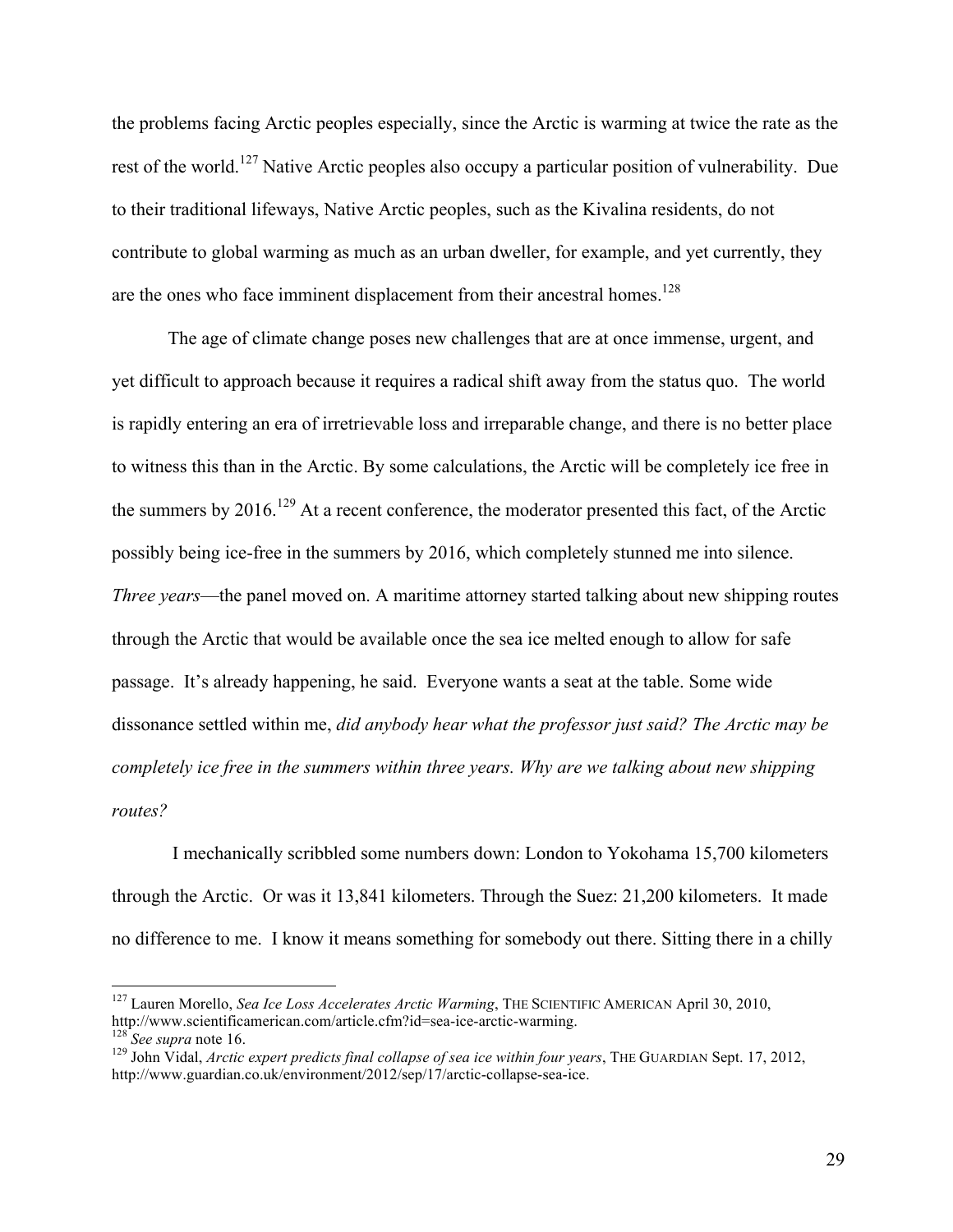the problems facing Arctic peoples especially, since the Arctic is warming at twice the rate as the rest of the world.[127] Native Arctic peoples also occupy a particular position of vulnerability. Due to their traditional lifeways, Native Arctic peoples, such as the Kivalina residents, do not contribute to global warming as much as an urban dweller, for example, and yet currently, they are the ones who face imminent displacement from their ancestral homes.[128]

The age of climate change poses new challenges that are at once immense, urgent, and yet difficult to approach because it requires a radical shift away from the status quo. The world is rapidly entering an era of irretrievable loss and irreparable change, and there is no better place to witness this than in the Arctic. By some calculations, the Arctic will be completely ice free in the summers by 2016.[129] At a recent conference, the moderator presented this fact, of the Arctic possibly being ice-free in the summers by 2016, which completely stunned me into silence. *Three years*—the panel moved on. A maritime attorney started talking about new shipping routes through the Arctic that would be available once the sea ice melted enough to allow for safe passage. It's already happening, he said. Everyone wants a seat at the table. Some wide dissonance settled within me, *did anybody hear what the professor just said? The Arctic may be completely ice free in the summers within three years. Why are we talking about new shipping routes?*

I mechanically scribbled some numbers down: London to Yokohama 15,700 kilometers through the Arctic. Or was it 13,841 kilometers. Through the Suez: 21,200 kilometers. It made no difference to me. I know it means something for somebody out there. Sitting there in a chilly

---

[127] Lauren Morello, *Sea Ice Loss Accelerates Arctic Warming*, THE SCIENTIFIC AMERICAN April 30, 2010, http://www.scientificamerican.com/article.cfm?id=sea-ice-arctic-warming.

[128] *See supra* note 16.

[129] John Vidal, *Arctic expert predicts final collapse of sea ice within four years*, THE GUARDIAN Sept. 17, 2012, http://www.guardian.co.uk/environment/2012/sep/17/arctic-collapse-sea-ice.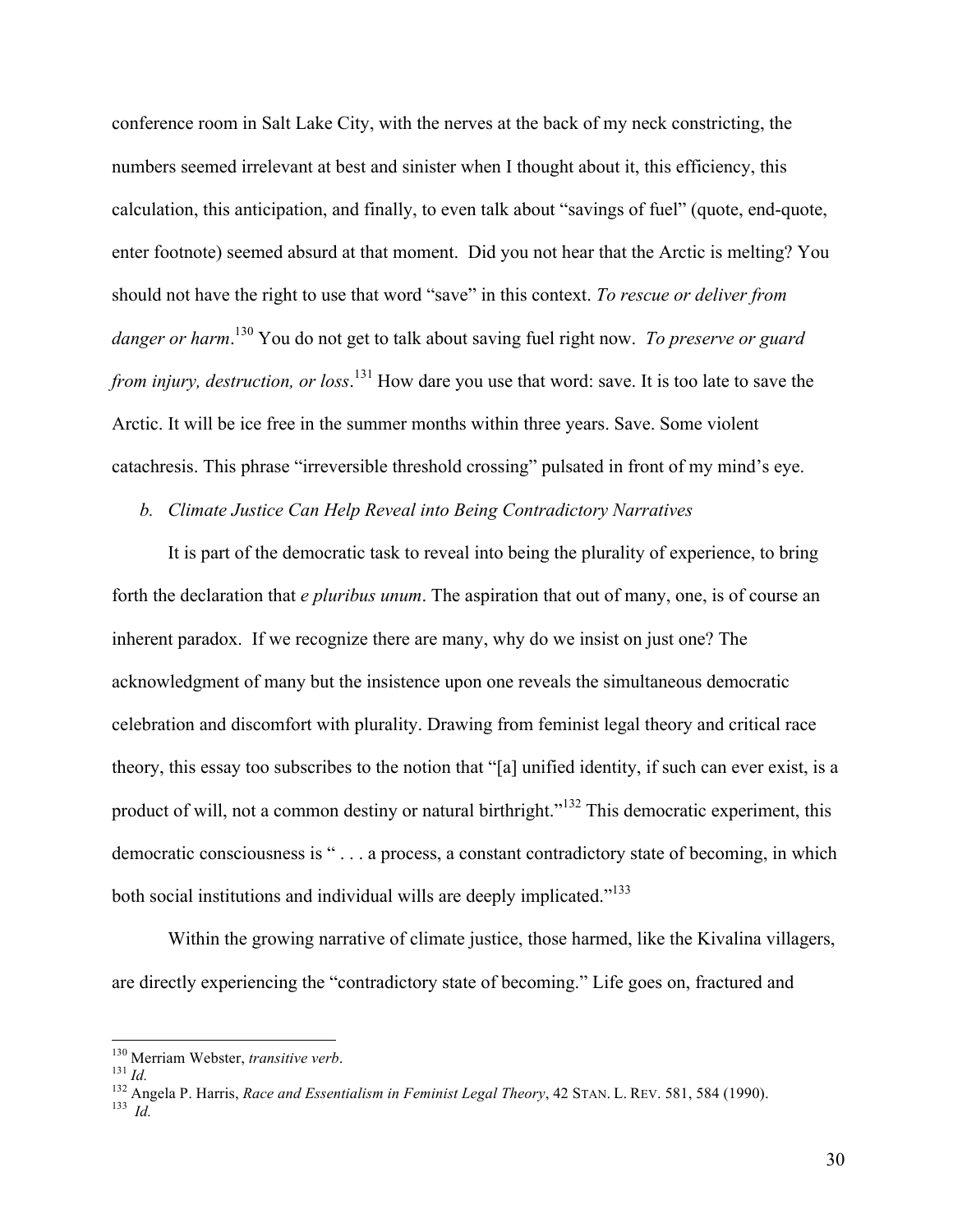conference room in Salt Lake City, with the nerves at the back of my neck constricting, the numbers seemed irrelevant at best and sinister when I thought about it, this efficiency, this calculation, this anticipation, and finally, to even talk about "savings of fuel" (quote, end-quote, enter footnote) seemed absurd at that moment. Did you not hear that the Arctic is melting? You should not have the right to use that word "save" in this context. *To rescue or deliver from danger or harm*.[130] You do not get to talk about saving fuel right now. *To preserve or guard from injury, destruction, or loss*.[131] How dare you use that word: save. It is too late to save the Arctic. It will be ice free in the summer months within three years. Save. Some violent catachresis. This phrase "irreversible threshold crossing" pulsated in front of my mind's eye.

*b. Climate Justice Can Help Reveal into Being Contradictory Narratives*

It is part of the democratic task to reveal into being the plurality of experience, to bring forth the declaration that *e pluribus unum*. The aspiration that out of many, one, is of course an inherent paradox. If we recognize there are many, why do we insist on just one? The acknowledgment of many but the insistence upon one reveals the simultaneous democratic celebration and discomfort with plurality. Drawing from feminist legal theory and critical race theory, this essay too subscribes to the notion that "[a] unified identity, if such can ever exist, is a product of will, not a common destiny or natural birthright."[132] This democratic experiment, this democratic consciousness is " . . . a process, a constant contradictory state of becoming, in which both social institutions and individual wills are deeply implicated."[133]

Within the growing narrative of climate justice, those harmed, like the Kivalina villagers, are directly experiencing the "contradictory state of becoming." Life goes on, fractured and

---

[130] Merriam Webster, *transitive verb*.

[131] *Id.*

[132] Angela P. Harris, *Race and Essentialism in Feminist Legal Theory*, 42 STAN. L. REV. 581, 584 (1990).

[133] *Id.*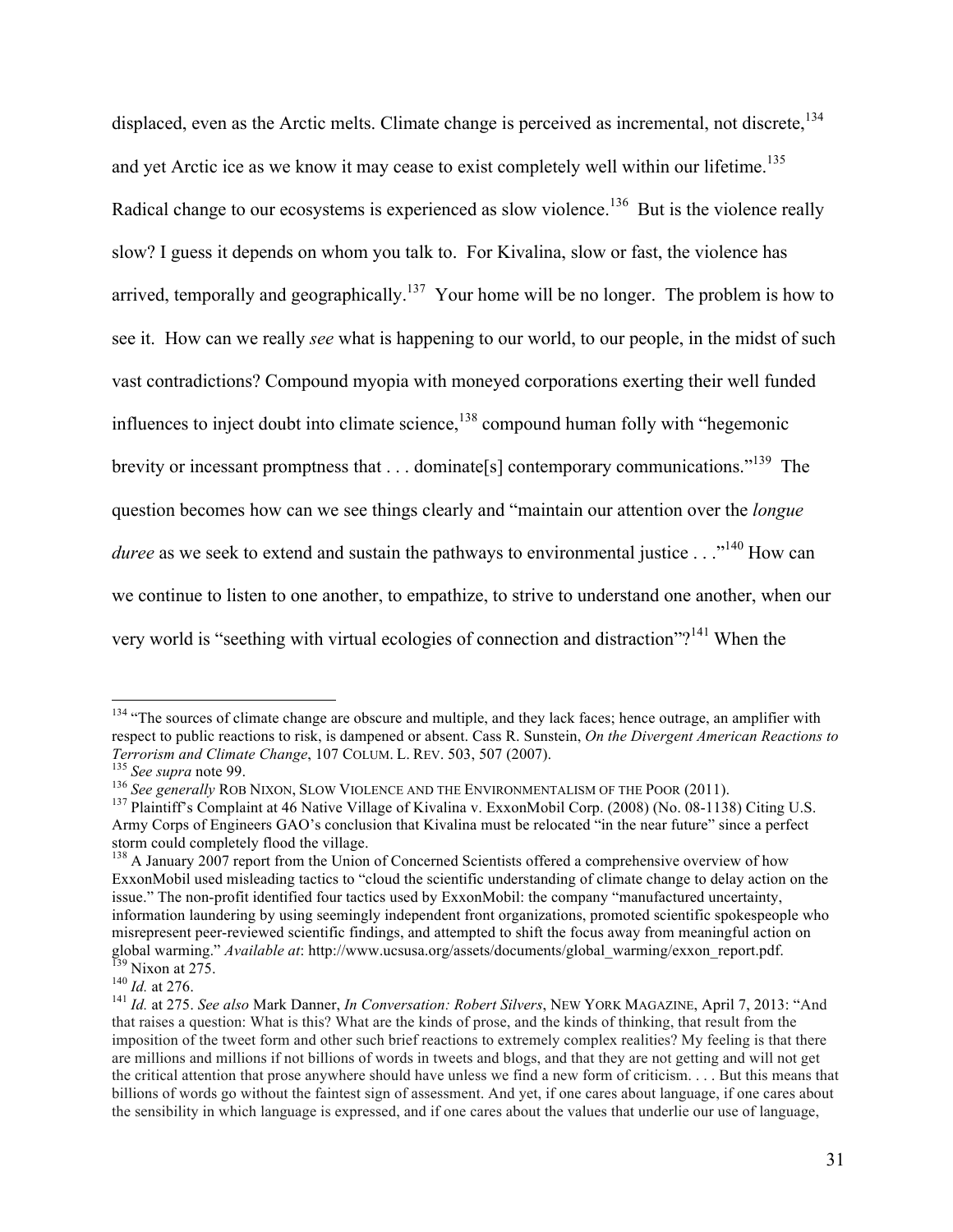displaced, even as the Arctic melts. Climate change is perceived as incremental, not discrete,[134] and yet Arctic ice as we know it may cease to exist completely well within our lifetime.[135] Radical change to our ecosystems is experienced as slow violence.[136] But is the violence really slow? I guess it depends on whom you talk to. For Kivalina, slow or fast, the violence has arrived, temporally and geographically.[137] Your home will be no longer. The problem is how to see it. How can we really *see* what is happening to our world, to our people, in the midst of such vast contradictions? Compound myopia with moneyed corporations exerting their well funded influences to inject doubt into climate science,[138] compound human folly with "hegemonic brevity or incessant promptness that . . . dominate[s] contemporary communications."[139] The question becomes how can we see things clearly and "maintain our attention over the *longue duree* as we seek to extend and sustain the pathways to environmental justice . . ."[140] How can we continue to listen to one another, to empathize, to strive to understand one another, when our very world is "seething with virtual ecologies of connection and distraction"?[141] When the

---

[134] "The sources of climate change are obscure and multiple, and they lack faces; hence outrage, an amplifier with respect to public reactions to risk, is dampened or absent. Cass R. Sunstein, *On the Divergent American Reactions to Terrorism and Climate Change*, 107 COLUM. L. REV. 503, 507 (2007).

[135] *See supra* note 99.

[136] *See generally* ROB NIXON, SLOW VIOLENCE AND THE ENVIRONMENTALISM OF THE POOR (2011).

[137] Plaintiff's Complaint at 46 Native Village of Kivalina v. ExxonMobil Corp. (2008) (No. 08-1138) Citing U.S. Army Corps of Engineers GAO's conclusion that Kivalina must be relocated "in the near future" since a perfect storm could completely flood the village.

[138] A January 2007 report from the Union of Concerned Scientists offered a comprehensive overview of how ExxonMobil used misleading tactics to "cloud the scientific understanding of climate change to delay action on the issue." The non-profit identified four tactics used by ExxonMobil: the company "manufactured uncertainty, information laundering by using seemingly independent front organizations, promoted scientific spokespeople who misrepresent peer-reviewed scientific findings, and attempted to shift the focus away from meaningful action on global warming." *Available at*: http://www.ucsusa.org/assets/documents/global_warming/exxon_report.pdf.

[139] Nixon at 275.

[140] *Id.* at 276.

[141] *Id.* at 275. *See also* Mark Danner, *In Conversation: Robert Silvers*, NEW YORK MAGAZINE, April 7, 2013: "And that raises a question: What is this? What are the kinds of prose, and the kinds of thinking, that result from the imposition of the tweet form and other such brief reactions to extremely complex realities? My feeling is that there are millions and millions if not billions of words in tweets and blogs, and that they are not getting and will not get the critical attention that prose anywhere should have unless we find a new form of criticism. . . . But this means that billions of words go without the faintest sign of assessment. And yet, if one cares about language, if one cares about the sensibility in which language is expressed, and if one cares about the values that underlie our use of language,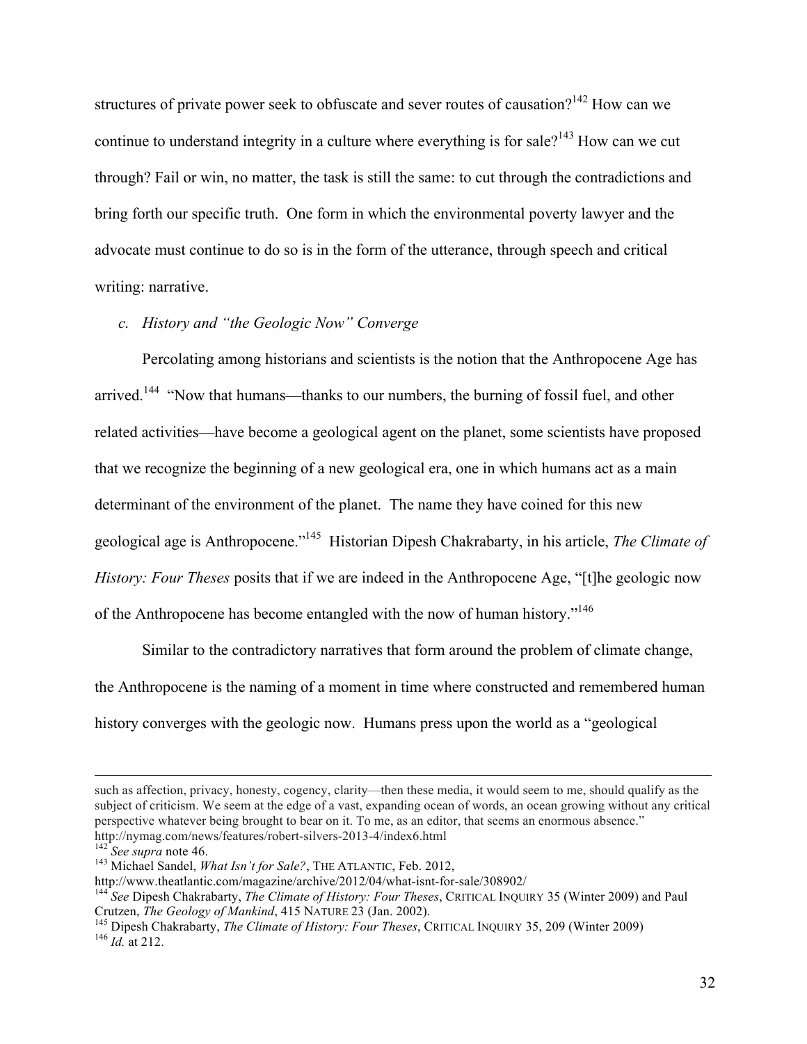structures of private power seek to obfuscate and sever routes of causation?[142] How can we continue to understand integrity in a culture where everything is for sale?[143] How can we cut through? Fail or win, no matter, the task is still the same: to cut through the contradictions and bring forth our specific truth. One form in which the environmental poverty lawyer and the advocate must continue to do so is in the form of the utterance, through speech and critical writing: narrative.

*c. History and "the Geologic Now" Converge*

Percolating among historians and scientists is the notion that the Anthropocene Age has arrived.[144] "Now that humans—thanks to our numbers, the burning of fossil fuel, and other related activities—have become a geological agent on the planet, some scientists have proposed that we recognize the beginning of a new geological era, one in which humans act as a main determinant of the environment of the planet. The name they have coined for this new geological age is Anthropocene."[145] Historian Dipesh Chakrabarty, in his article, *The Climate of History: Four Theses* posits that if we are indeed in the Anthropocene Age, "[t]he geologic now of the Anthropocene has become entangled with the now of human history."[146]

Similar to the contradictory narratives that form around the problem of climate change, the Anthropocene is the naming of a moment in time where constructed and remembered human history converges with the geologic now. Humans press upon the world as a "geological

---

such as affection, privacy, honesty, cogency, clarity—then these media, it would seem to me, should qualify as the subject of criticism. We seem at the edge of a vast, expanding ocean of words, an ocean growing without any critical perspective whatever being brought to bear on it. To me, as an editor, that seems an enormous absence." http://nymag.com/news/features/robert-silvers-2013-4/index6.html

[142] *See supra* note 46.

[143] Michael Sandel, *What Isn't for Sale?*, THE ATLANTIC, Feb. 2012, http://www.theatlantic.com/magazine/archive/2012/04/what-isnt-for-sale/308902/

[144] *See* Dipesh Chakrabarty, *The Climate of History: Four Theses*, CRITICAL INQUIRY 35 (Winter 2009) and Paul Crutzen, *The Geology of Mankind*, 415 NATURE 23 (Jan. 2002).

[145] Dipesh Chakrabarty, *The Climate of History: Four Theses*, CRITICAL INQUIRY 35, 209 (Winter 2009)

[146] *Id.* at 212.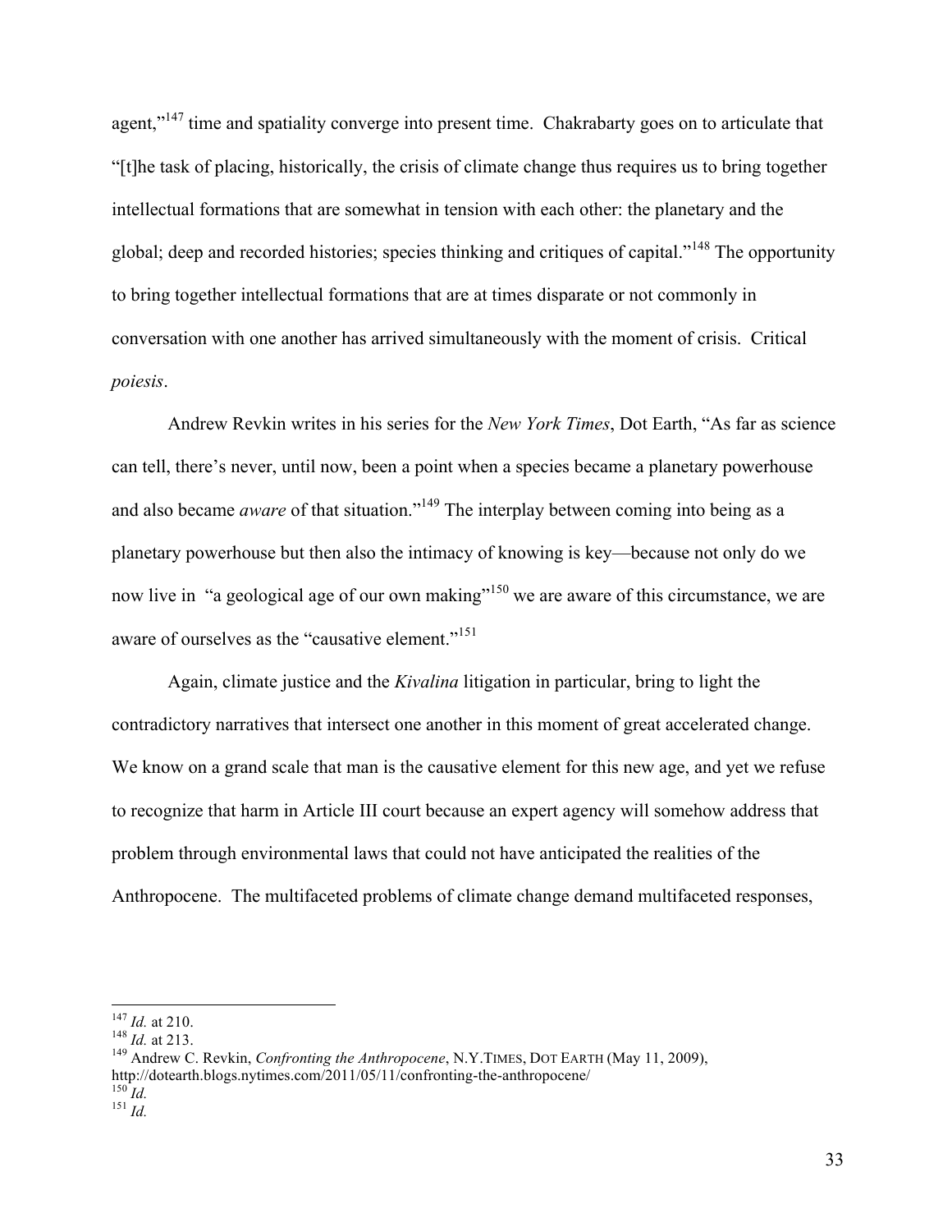agent,"[147] time and spatiality converge into present time. Chakrabarty goes on to articulate that "[t]he task of placing, historically, the crisis of climate change thus requires us to bring together intellectual formations that are somewhat in tension with each other: the planetary and the global; deep and recorded histories; species thinking and critiques of capital."[148] The opportunity to bring together intellectual formations that are at times disparate or not commonly in conversation with one another has arrived simultaneously with the moment of crisis. Critical *poiesis*.

Andrew Revkin writes in his series for the *New York Times*, Dot Earth, "As far as science can tell, there's never, until now, been a point when a species became a planetary powerhouse and also became *aware* of that situation."[149] The interplay between coming into being as a planetary powerhouse but then also the intimacy of knowing is key—because not only do we now live in "a geological age of our own making"[150] we are aware of this circumstance, we are aware of ourselves as the "causative element."[151]

Again, climate justice and the *Kivalina* litigation in particular, bring to light the contradictory narratives that intersect one another in this moment of great accelerated change. We know on a grand scale that man is the causative element for this new age, and yet we refuse to recognize that harm in Article III court because an expert agency will somehow address that problem through environmental laws that could not have anticipated the realities of the Anthropocene. The multifaceted problems of climate change demand multifaceted responses,

---

[147] *Id.* at 210.

[148] *Id.* at 213.

[149] Andrew C. Revkin, *Confronting the Anthropocene*, N.Y.TIMES, DOT EARTH (May 11, 2009), http://dotearth.blogs.nytimes.com/2011/05/11/confronting-the-anthropocene/

[150] *Id.*

[151] *Id.*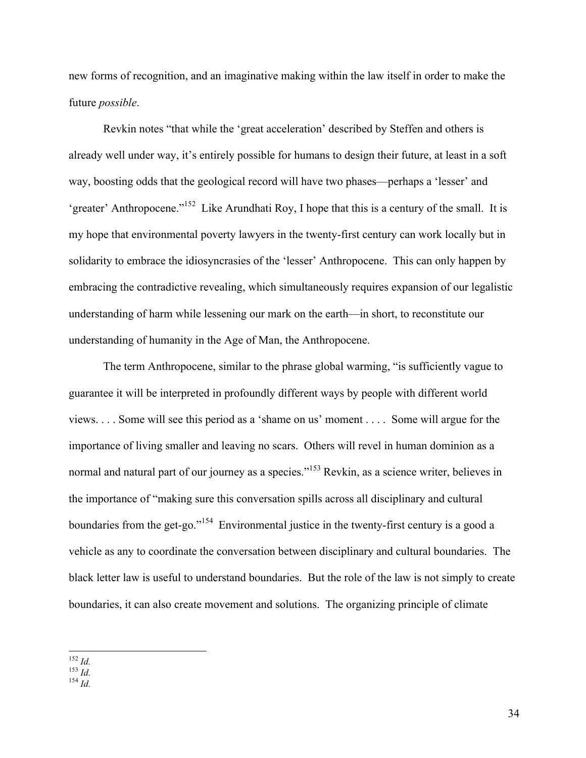new forms of recognition, and an imaginative making within the law itself in order to make the future *possible*.

Revkin notes "that while the 'great acceleration' described by Steffen and others is already well under way, it's entirely possible for humans to design their future, at least in a soft way, boosting odds that the geological record will have two phases—perhaps a 'lesser' and 'greater' Anthropocene."[152] Like Arundhati Roy, I hope that this is a century of the small. It is my hope that environmental poverty lawyers in the twenty-first century can work locally but in solidarity to embrace the idiosyncrasies of the 'lesser' Anthropocene. This can only happen by embracing the contradictive revealing, which simultaneously requires expansion of our legalistic understanding of harm while lessening our mark on the earth—in short, to reconstitute our understanding of humanity in the Age of Man, the Anthropocene.

The term Anthropocene, similar to the phrase global warming, "is sufficiently vague to guarantee it will be interpreted in profoundly different ways by people with different world views. . . . Some will see this period as a 'shame on us' moment . . . . Some will argue for the importance of living smaller and leaving no scars. Others will revel in human dominion as a normal and natural part of our journey as a species."[153] Revkin, as a science writer, believes in the importance of "making sure this conversation spills across all disciplinary and cultural boundaries from the get-go."[154] Environmental justice in the twenty-first century is a good a vehicle as any to coordinate the conversation between disciplinary and cultural boundaries. The black letter law is useful to understand boundaries. But the role of the law is not simply to create boundaries, it can also create movement and solutions. The organizing principle of climate

---

[152] *Id.*
[153] *Id.*
[154] *Id.*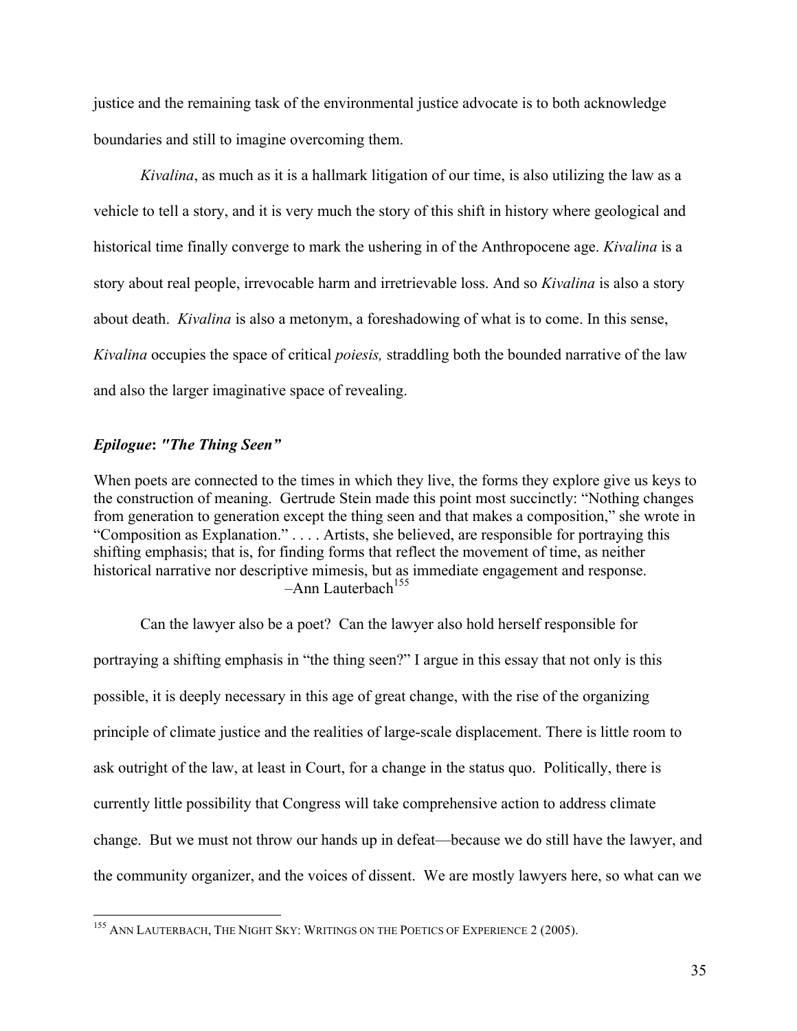justice and the remaining task of the environmental justice advocate is to both acknowledge boundaries and still to imagine overcoming them.

*Kivalina*, as much as it is a hallmark litigation of our time, is also utilizing the law as a vehicle to tell a story, and it is very much the story of this shift in history where geological and historical time finally converge to mark the ushering in of the Anthropocene age. *Kivalina* is a story about real people, irrevocable harm and irretrievable loss. And so *Kivalina* is also a story about death. *Kivalina* is also a metonym, a foreshadowing of what is to come. In this sense, *Kivalina* occupies the space of critical *poiesis,* straddling both the bounded narrative of the law and also the larger imaginative space of revealing.

### ***Epilogue*: *"The Thing Seen"***

> When poets are connected to the times in which they live, the forms they explore give us keys to the construction of meaning. Gertrude Stein made this point most succinctly: "Nothing changes from generation to generation except the thing seen and that makes a composition," she wrote in "Composition as Explanation." . . . . Artists, she believed, are responsible for portraying this shifting emphasis; that is, for finding forms that reflect the movement of time, as neither historical narrative nor descriptive mimesis, but as immediate engagement and response.
>
> –Ann Lauterbach[155]

Can the lawyer also be a poet? Can the lawyer also hold herself responsible for portraying a shifting emphasis in "the thing seen?" I argue in this essay that not only is this possible, it is deeply necessary in this age of great change, with the rise of the organizing principle of climate justice and the realities of large-scale displacement. There is little room to ask outright of the law, at least in Court, for a change in the status quo. Politically, there is currently little possibility that Congress will take comprehensive action to address climate change. But we must not throw our hands up in defeat—because we do still have the lawyer, and the community organizer, and the voices of dissent. We are mostly lawyers here, so what can we

[155] ANN LAUTERBACH, THE NIGHT SKY: WRITINGS ON THE POETICS OF EXPERIENCE 2 (2005).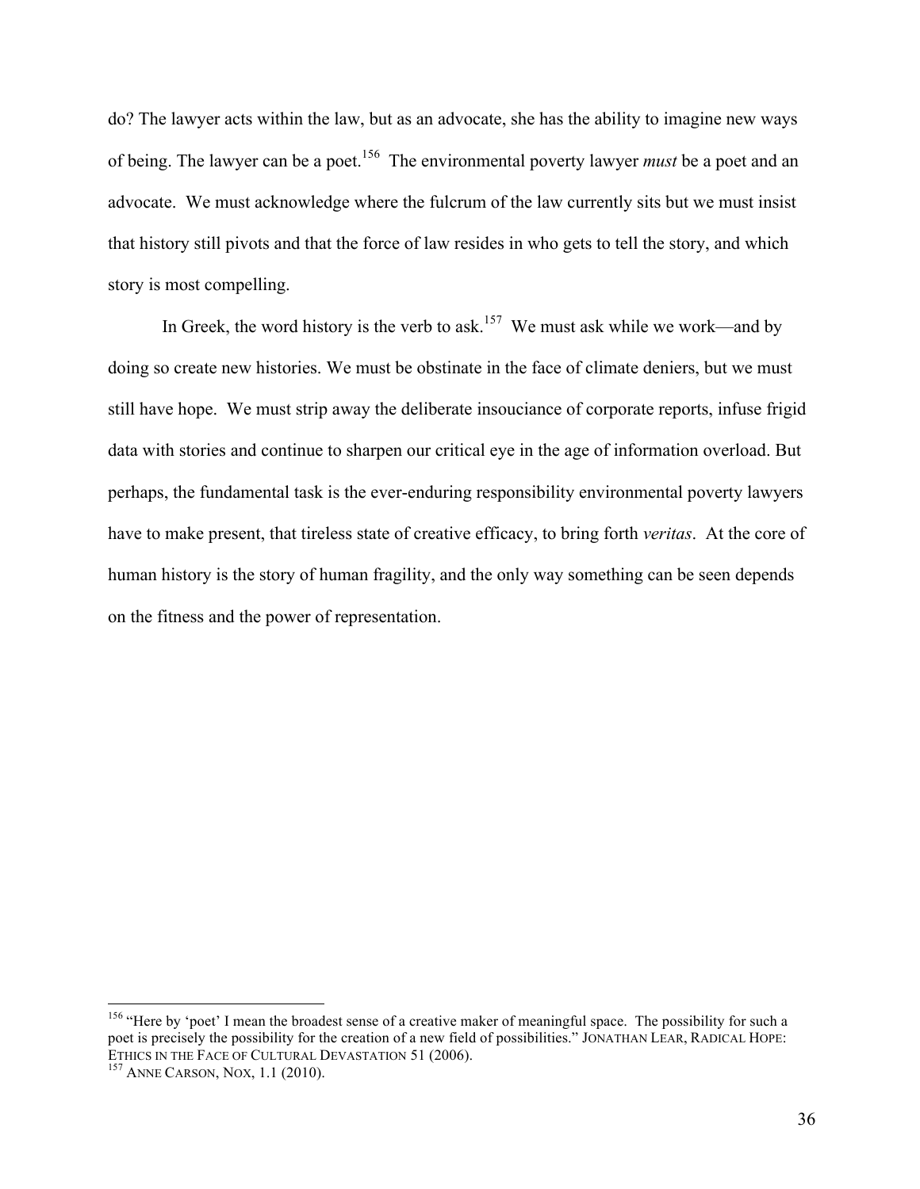do? The lawyer acts within the law, but as an advocate, she has the ability to imagine new ways of being. The lawyer can be a poet.[156] The environmental poverty lawyer *must* be a poet and an advocate. We must acknowledge where the fulcrum of the law currently sits but we must insist that history still pivots and that the force of law resides in who gets to tell the story, and which story is most compelling.

In Greek, the word history is the verb to ask.[157] We must ask while we work—and by doing so create new histories. We must be obstinate in the face of climate deniers, but we must still have hope. We must strip away the deliberate insouciance of corporate reports, infuse frigid data with stories and continue to sharpen our critical eye in the age of information overload. But perhaps, the fundamental task is the ever-enduring responsibility environmental poverty lawyers have to make present, that tireless state of creative efficacy, to bring forth *veritas*. At the core of human history is the story of human fragility, and the only way something can be seen depends on the fitness and the power of representation.

---

[156] "Here by 'poet' I mean the broadest sense of a creative maker of meaningful space. The possibility for such a poet is precisely the possibility for the creation of a new field of possibilities." JONATHAN LEAR, RADICAL HOPE: ETHICS IN THE FACE OF CULTURAL DEVASTATION 51 (2006).

[157] ANNE CARSON, NOX, 1.1 (2010).